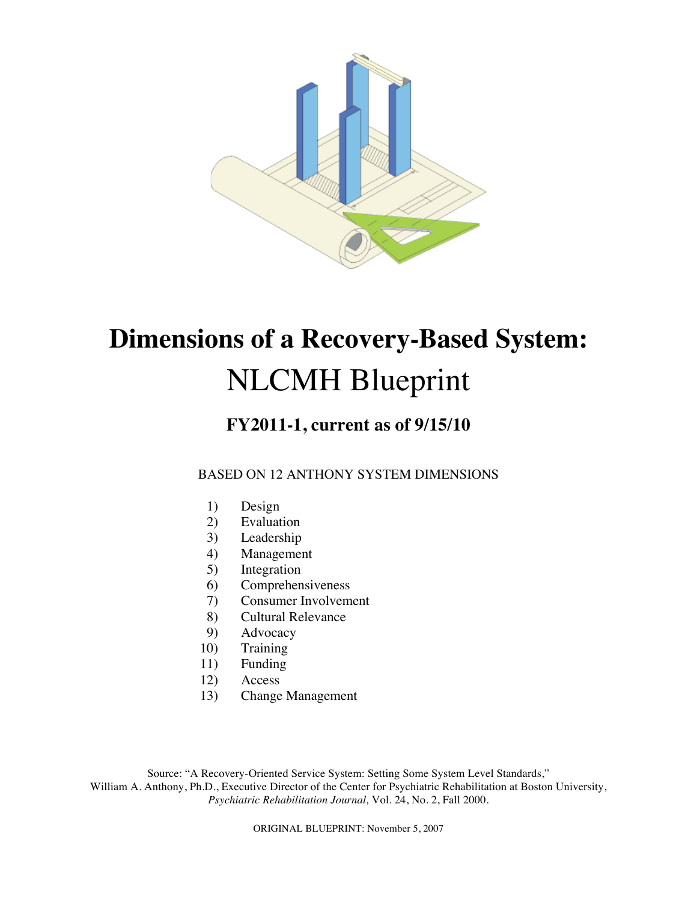# Dimensions of a Recovery-Based System:

# NLCMH Blueprint

### FY2011-1, current as of 9/15/10

BASED ON 12 ANTHONY SYSTEM DIMENSIONS

1) Design
2) Evaluation
3) Leadership
4) Management
5) Integration
6) Comprehensiveness
7) Consumer Involvement
8) Cultural Relevance
9) Advocacy
10) Training
11) Funding
12) Access
13) Change Management

Source: "A Recovery-Oriented Service System: Setting Some System Level Standards," William A. Anthony, Ph.D., Executive Director of the Center for Psychiatric Rehabilitation at Boston University, *Psychiatric Rehabilitation Journal,* Vol. 24, No. 2, Fall 2000.

ORIGINAL BLUEPRINT: November 5, 2007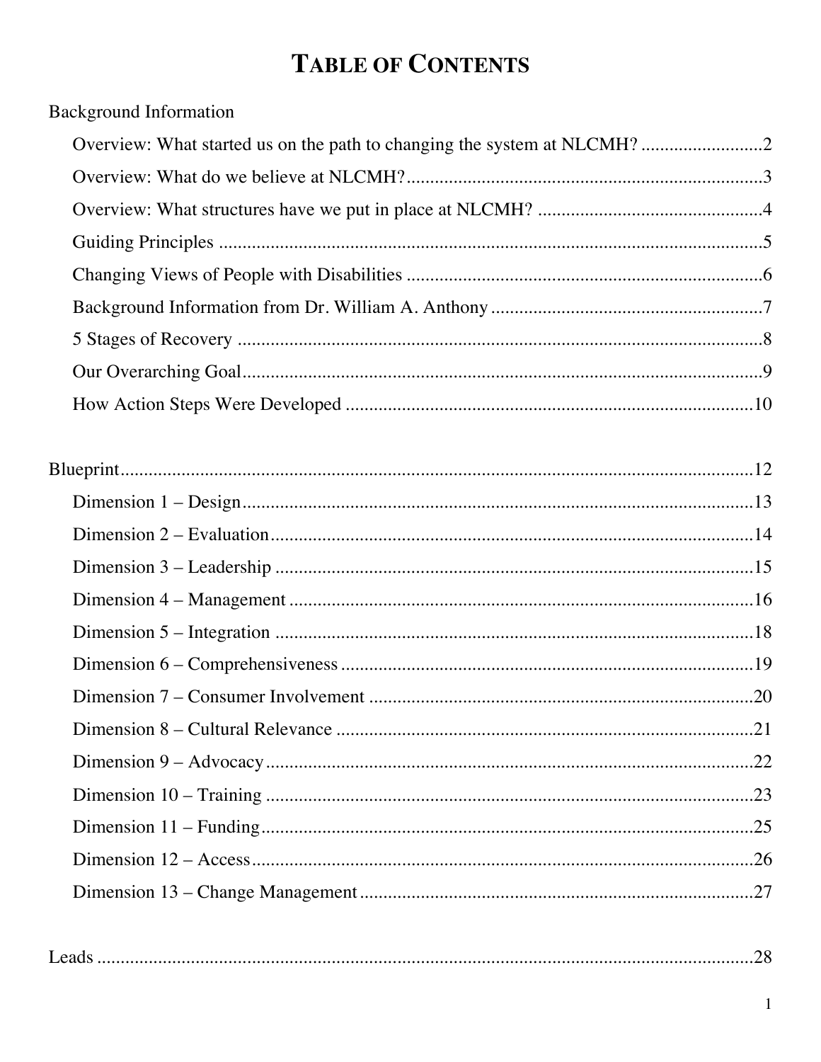# TABLE OF CONTENTS

Background Information

- Overview: What started us on the path to changing the system at NLCMH? ....................2
- Overview: What do we believe at NLCMH? ....................3
- Overview: What structures have we put in place at NLCMH? ....................4
- Guiding Principles ....................5
- Changing Views of People with Disabilities ....................6
- Background Information from Dr. William A. Anthony ....................7
- 5 Stages of Recovery ....................8
- Our Overarching Goal ....................9
- How Action Steps Were Developed ....................10

Blueprint ....................12

- Dimension 1 – Design ....................13
- Dimension 2 – Evaluation ....................14
- Dimension 3 – Leadership ....................15
- Dimension 4 – Management ....................16
- Dimension 5 – Integration ....................18
- Dimension 6 – Comprehensiveness ....................19
- Dimension 7 – Consumer Involvement ....................20
- Dimension 8 – Cultural Relevance ....................21
- Dimension 9 – Advocacy ....................22
- Dimension 10 – Training ....................23
- Dimension 11 – Funding ....................25
- Dimension 12 – Access ....................26
- Dimension 13 – Change Management ....................27

Leads ....................28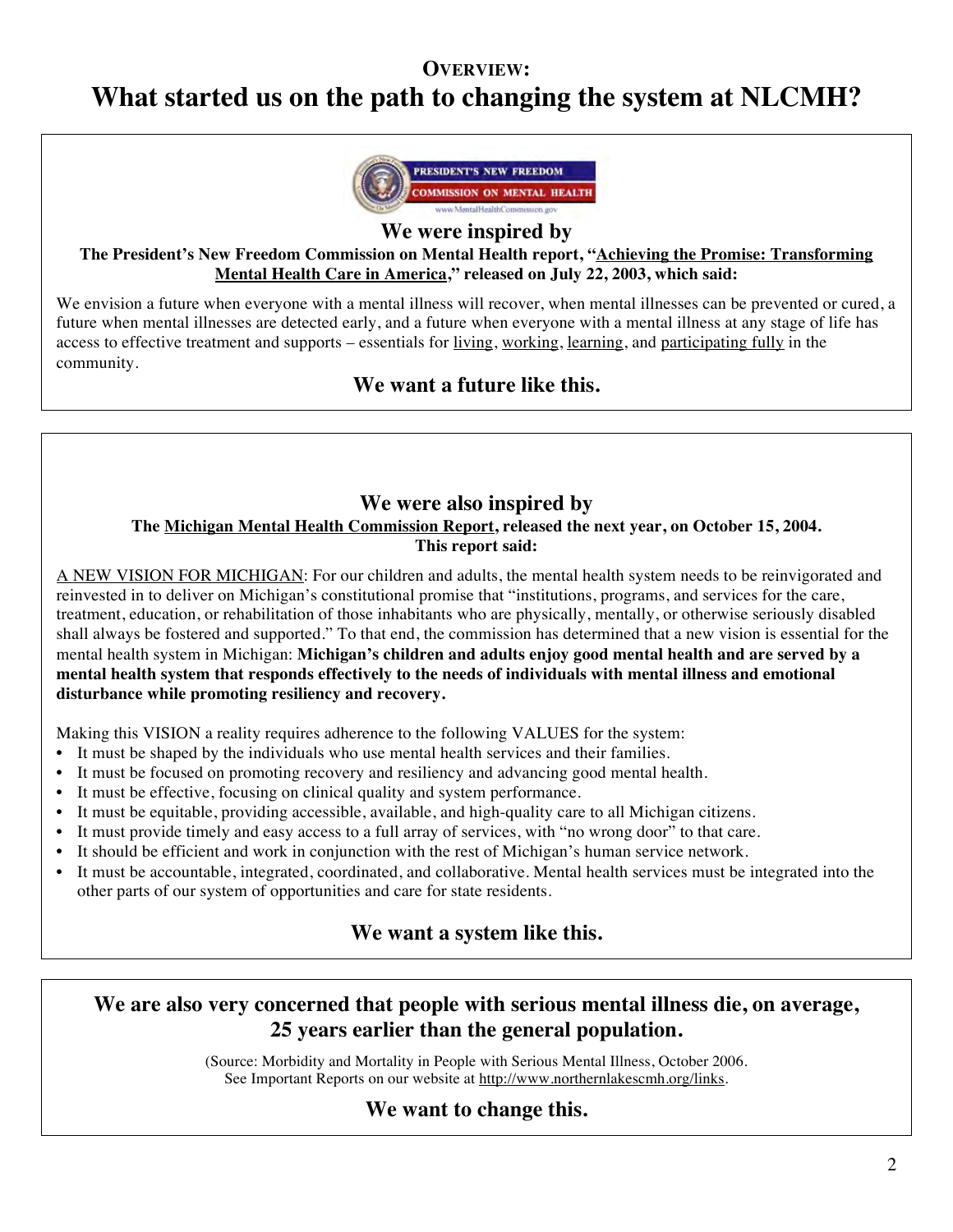**OVERVIEW:**

# What started us on the path to changing the system at NLCMH?

## We were inspired by

**The President's New Freedom Commission on Mental Health report, "Achieving the Promise: Transforming Mental Health Care in America," released on July 22, 2003, which said:**

We envision a future when everyone with a mental illness will recover, when mental illnesses can be prevented or cured, a future when mental illnesses are detected early, and a future when everyone with a mental illness at any stage of life has access to effective treatment and supports – essentials for living, working, learning, and participating fully in the community.

**We want a future like this.**

## We were also inspired by

**The Michigan Mental Health Commission Report, released the next year, on October 15, 2004. This report said:**

A NEW VISION FOR MICHIGAN: For our children and adults, the mental health system needs to be reinvigorated and reinvested in to deliver on Michigan's constitutional promise that "institutions, programs, and services for the care, treatment, education, or rehabilitation of those inhabitants who are physically, mentally, or otherwise seriously disabled shall always be fostered and supported." To that end, the commission has determined that a new vision is essential for the mental health system in Michigan: **Michigan's children and adults enjoy good mental health and are served by a mental health system that responds effectively to the needs of individuals with mental illness and emotional disturbance while promoting resiliency and recovery.**

Making this VISION a reality requires adherence to the following VALUES for the system:

- It must be shaped by the individuals who use mental health services and their families.
- It must be focused on promoting recovery and resiliency and advancing good mental health.
- It must be effective, focusing on clinical quality and system performance.
- It must be equitable, providing accessible, available, and high-quality care to all Michigan citizens.
- It must provide timely and easy access to a full array of services, with "no wrong door" to that care.
- It should be efficient and work in conjunction with the rest of Michigan's human service network.
- It must be accountable, integrated, coordinated, and collaborative. Mental health services must be integrated into the other parts of our system of opportunities and care for state residents.

**We want a system like this.**

## We are also very concerned that people with serious mental illness die, on average, 25 years earlier than the general population.

(Source: Morbidity and Mortality in People with Serious Mental Illness, October 2006. See Important Reports on our website at http://www.northernlakescmh.org/links.

**We want to change this.**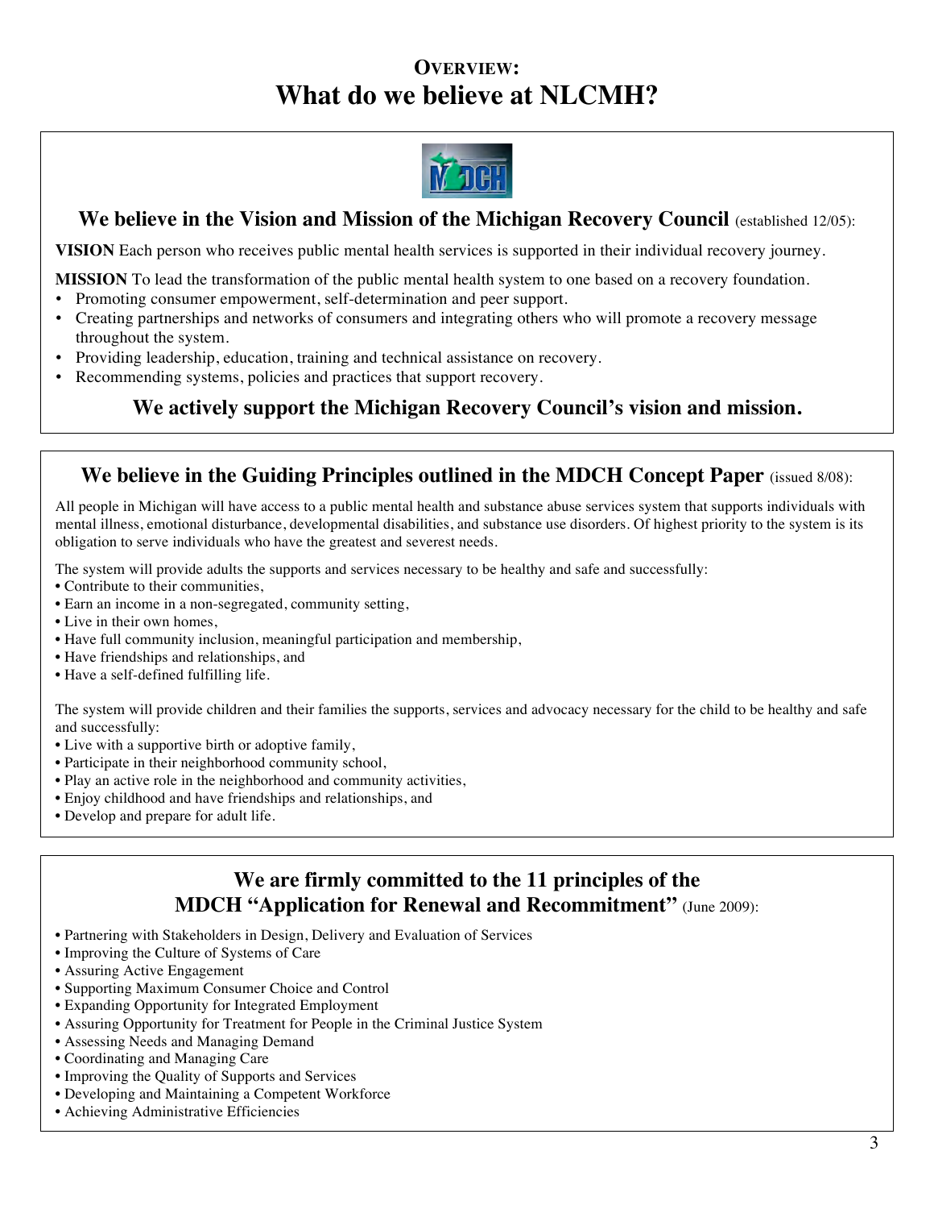# Overview:
# What do we believe at NLCMH?

## We believe in the Vision and Mission of the Michigan Recovery Council (established 12/05):

**VISION** Each person who receives public mental health services is supported in their individual recovery journey.

**MISSION** To lead the transformation of the public mental health system to one based on a recovery foundation.

- Promoting consumer empowerment, self-determination and peer support.
- Creating partnerships and networks of consumers and integrating others who will promote a recovery message throughout the system.
- Providing leadership, education, training and technical assistance on recovery.
- Recommending systems, policies and practices that support recovery.

**We actively support the Michigan Recovery Council's vision and mission.**

## We believe in the Guiding Principles outlined in the MDCH Concept Paper (issued 8/08):

All people in Michigan will have access to a public mental health and substance abuse services system that supports individuals with mental illness, emotional disturbance, developmental disabilities, and substance use disorders. Of highest priority to the system is its obligation to serve individuals who have the greatest and severest needs.

The system will provide adults the supports and services necessary to be healthy and safe and successfully:

- Contribute to their communities,
- Earn an income in a non-segregated, community setting,
- Live in their own homes,
- Have full community inclusion, meaningful participation and membership,
- Have friendships and relationships, and
- Have a self-defined fulfilling life.

The system will provide children and their families the supports, services and advocacy necessary for the child to be healthy and safe and successfully:

- Live with a supportive birth or adoptive family,
- Participate in their neighborhood community school,
- Play an active role in the neighborhood and community activities,
- Enjoy childhood and have friendships and relationships, and
- Develop and prepare for adult life.

## We are firmly committed to the 11 principles of the MDCH "Application for Renewal and Recommitment" (June 2009):

- Partnering with Stakeholders in Design, Delivery and Evaluation of Services
- Improving the Culture of Systems of Care
- Assuring Active Engagement
- Supporting Maximum Consumer Choice and Control
- Expanding Opportunity for Integrated Employment
- Assuring Opportunity for Treatment for People in the Criminal Justice System
- Assessing Needs and Managing Demand
- Coordinating and Managing Care
- Improving the Quality of Supports and Services
- Developing and Maintaining a Competent Workforce
- Achieving Administrative Efficiencies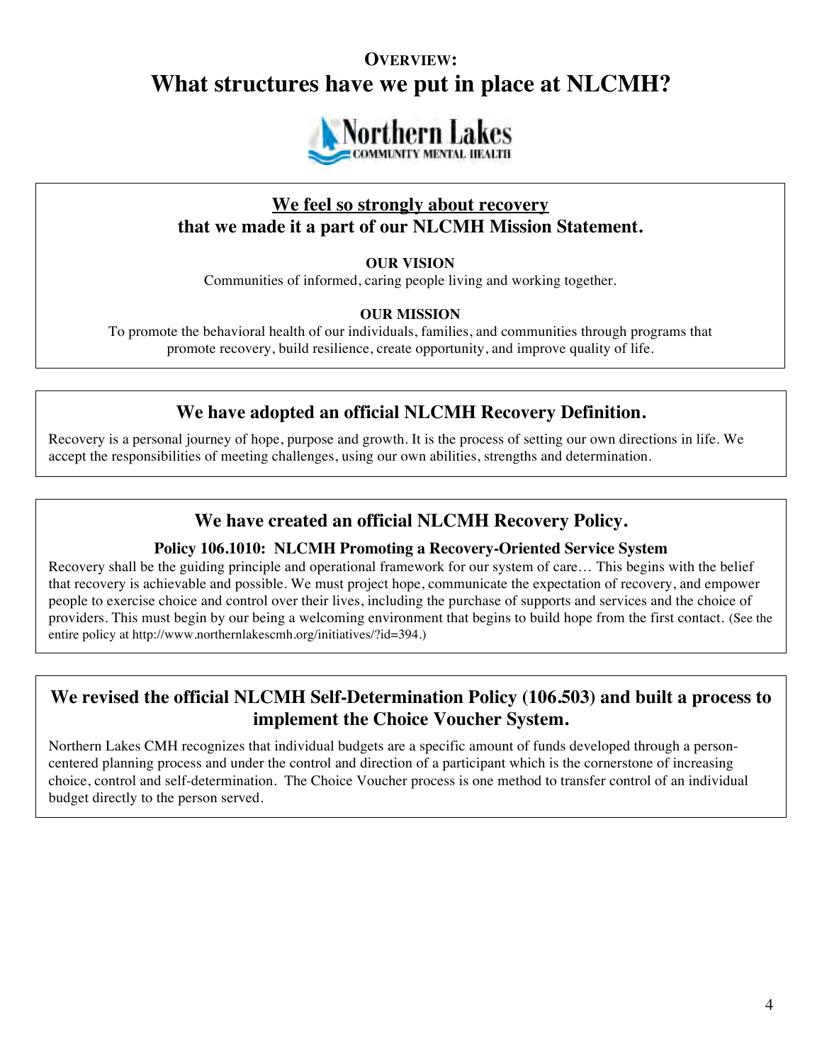**OVERVIEW:**

# What structures have we put in place at NLCMH?

Northern Lakes
COMMUNITY MENTAL HEALTH

## We feel so strongly about recovery that we made it a part of our NLCMH Mission Statement.

**OUR VISION**

Communities of informed, caring people living and working together.

**OUR MISSION**

To promote the behavioral health of our individuals, families, and communities through programs that promote recovery, build resilience, create opportunity, and improve quality of life.

## We have adopted an official NLCMH Recovery Definition.

Recovery is a personal journey of hope, purpose and growth. It is the process of setting our own directions in life. We accept the responsibilities of meeting challenges, using our own abilities, strengths and determination.

## We have created an official NLCMH Recovery Policy.

**Policy 106.1010: NLCMH Promoting a Recovery-Oriented Service System**

Recovery shall be the guiding principle and operational framework for our system of care… This begins with the belief that recovery is achievable and possible. We must project hope, communicate the expectation of recovery, and empower people to exercise choice and control over their lives, including the purchase of supports and services and the choice of providers. This must begin by our being a welcoming environment that begins to build hope from the first contact. (See the entire policy at http://www.northernlakescmh.org/initiatives/?id=394.)

## We revised the official NLCMH Self-Determination Policy (106.503) and built a process to implement the Choice Voucher System.

Northern Lakes CMH recognizes that individual budgets are a specific amount of funds developed through a person-centered planning process and under the control and direction of a participant which is the cornerstone of increasing choice, control and self-determination. The Choice Voucher process is one method to transfer control of an individual budget directly to the person served.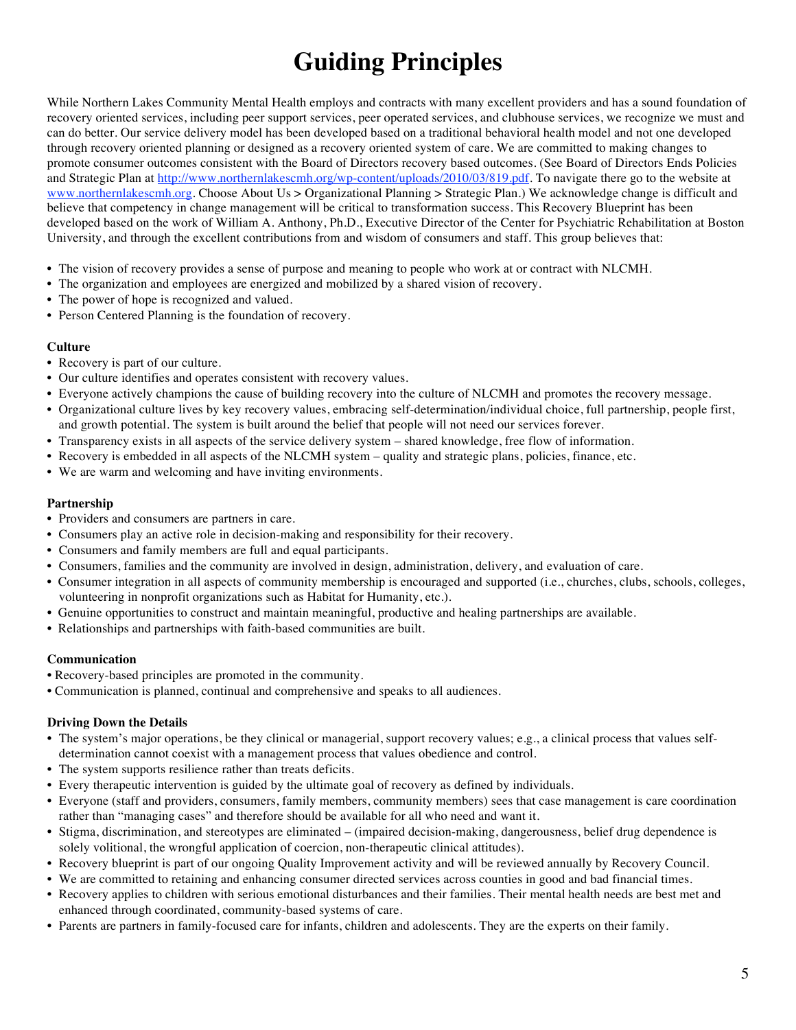# Guiding Principles

While Northern Lakes Community Mental Health employs and contracts with many excellent providers and has a sound foundation of recovery oriented services, including peer support services, peer operated services, and clubhouse services, we recognize we must and can do better. Our service delivery model has been developed based on a traditional behavioral health model and not one developed through recovery oriented planning or designed as a recovery oriented system of care. We are committed to making changes to promote consumer outcomes consistent with the Board of Directors recovery based outcomes. (See Board of Directors Ends Policies and Strategic Plan at [http://www.northernlakescmh.org/wp-content/uploads/2010/03/819.pdf](http://www.northernlakescmh.org/wp-content/uploads/2010/03/819.pdf). To navigate there go to the website at [www.northernlakescmh.org](http://www.northernlakescmh.org). Choose About Us > Organizational Planning > Strategic Plan.) We acknowledge change is difficult and believe that competency in change management will be critical to transformation success. This Recovery Blueprint has been developed based on the work of William A. Anthony, Ph.D., Executive Director of the Center for Psychiatric Rehabilitation at Boston University, and through the excellent contributions from and wisdom of consumers and staff. This group believes that:

- The vision of recovery provides a sense of purpose and meaning to people who work at or contract with NLCMH.
- The organization and employees are energized and mobilized by a shared vision of recovery.
- The power of hope is recognized and valued.
- Person Centered Planning is the foundation of recovery.

**Culture**

- Recovery is part of our culture.
- Our culture identifies and operates consistent with recovery values.
- Everyone actively champions the cause of building recovery into the culture of NLCMH and promotes the recovery message.
- Organizational culture lives by key recovery values, embracing self-determination/individual choice, full partnership, people first, and growth potential. The system is built around the belief that people will not need our services forever.
- Transparency exists in all aspects of the service delivery system – shared knowledge, free flow of information.
- Recovery is embedded in all aspects of the NLCMH system – quality and strategic plans, policies, finance, etc.
- We are warm and welcoming and have inviting environments.

**Partnership**

- Providers and consumers are partners in care.
- Consumers play an active role in decision-making and responsibility for their recovery.
- Consumers and family members are full and equal participants.
- Consumers, families and the community are involved in design, administration, delivery, and evaluation of care.
- Consumer integration in all aspects of community membership is encouraged and supported (i.e., churches, clubs, schools, colleges, volunteering in nonprofit organizations such as Habitat for Humanity, etc.).
- Genuine opportunities to construct and maintain meaningful, productive and healing partnerships are available.
- Relationships and partnerships with faith-based communities are built.

**Communication**

- Recovery-based principles are promoted in the community.
- Communication is planned, continual and comprehensive and speaks to all audiences.

**Driving Down the Details**

- The system's major operations, be they clinical or managerial, support recovery values; e.g., a clinical process that values self-determination cannot coexist with a management process that values obedience and control.
- The system supports resilience rather than treats deficits.
- Every therapeutic intervention is guided by the ultimate goal of recovery as defined by individuals.
- Everyone (staff and providers, consumers, family members, community members) sees that case management is care coordination rather than "managing cases" and therefore should be available for all who need and want it.
- Stigma, discrimination, and stereotypes are eliminated – (impaired decision-making, dangerousness, belief drug dependence is solely volitional, the wrongful application of coercion, non-therapeutic clinical attitudes).
- Recovery blueprint is part of our ongoing Quality Improvement activity and will be reviewed annually by Recovery Council.
- We are committed to retaining and enhancing consumer directed services across counties in good and bad financial times.
- Recovery applies to children with serious emotional disturbances and their families. Their mental health needs are best met and enhanced through coordinated, community-based systems of care.
- Parents are partners in family-focused care for infants, children and adolescents. They are the experts on their family.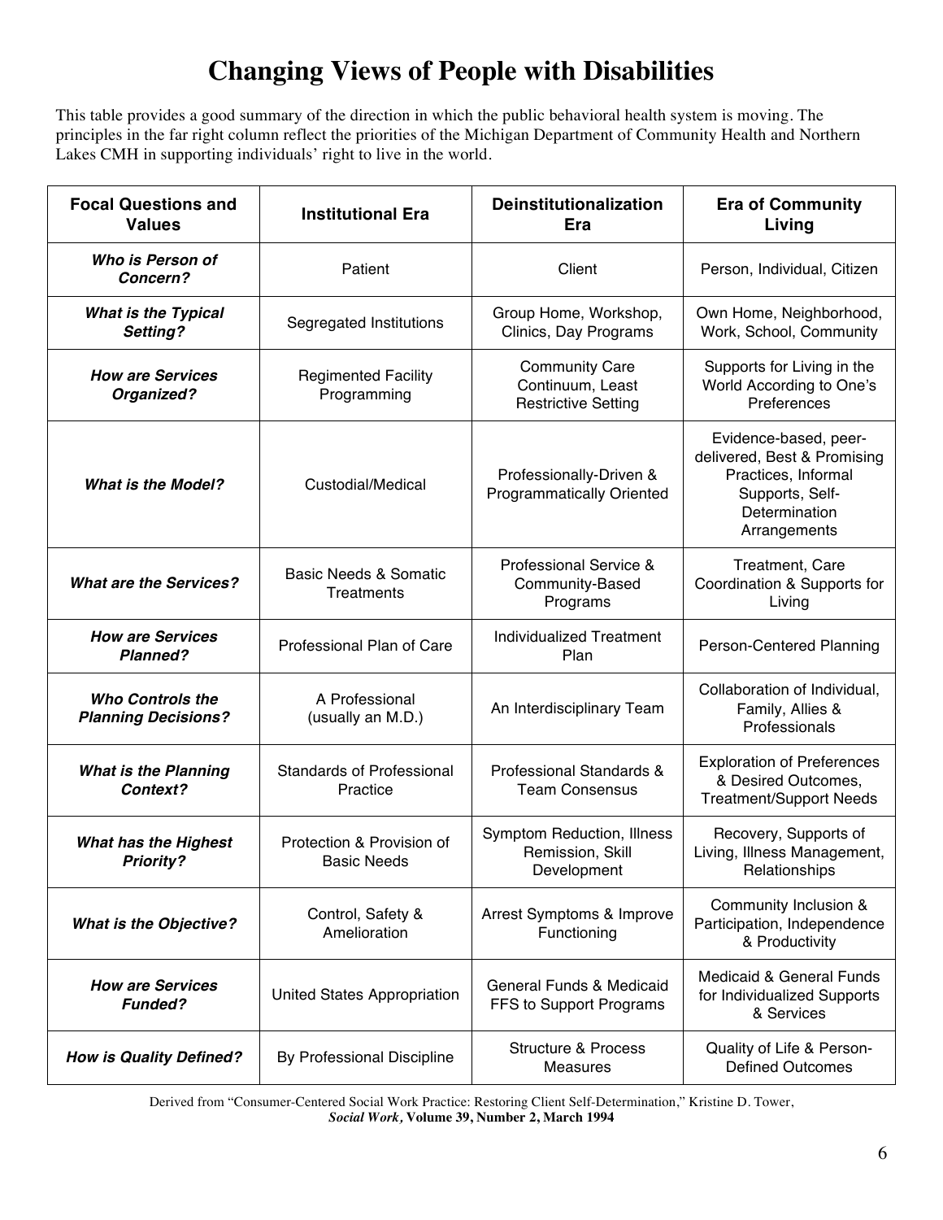# Changing Views of People with Disabilities

This table provides a good summary of the direction in which the public behavioral health system is moving. The principles in the far right column reflect the priorities of the Michigan Department of Community Health and Northern Lakes CMH in supporting individuals' right to live in the world.

| Focal Questions and Values | Institutional Era | Deinstitutionalization Era | Era of Community Living |
|---|---|---|---|
| ***Who is Person of Concern?*** | Patient | Client | Person, Individual, Citizen |
| ***What is the Typical Setting?*** | Segregated Institutions | Group Home, Workshop, Clinics, Day Programs | Own Home, Neighborhood, Work, School, Community |
| ***How are Services Organized?*** | Regimented Facility Programming | Community Care Continuum, Least Restrictive Setting | Supports for Living in the World According to One's Preferences |
| ***What is the Model?*** | Custodial/Medical | Professionally-Driven & Programmatically Oriented | Evidence-based, peer-delivered, Best & Promising Practices, Informal Supports, Self-Determination Arrangements |
| ***What are the Services?*** | Basic Needs & Somatic Treatments | Professional Service & Community-Based Programs | Treatment, Care Coordination & Supports for Living |
| ***How are Services Planned?*** | Professional Plan of Care | Individualized Treatment Plan | Person-Centered Planning |
| ***Who Controls the Planning Decisions?*** | A Professional (usually an M.D.) | An Interdisciplinary Team | Collaboration of Individual, Family, Allies & Professionals |
| ***What is the Planning Context?*** | Standards of Professional Practice | Professional Standards & Team Consensus | Exploration of Preferences & Desired Outcomes, Treatment/Support Needs |
| ***What has the Highest Priority?*** | Protection & Provision of Basic Needs | Symptom Reduction, Illness Remission, Skill Development | Recovery, Supports of Living, Illness Management, Relationships |
| ***What is the Objective?*** | Control, Safety & Amelioration | Arrest Symptoms & Improve Functioning | Community Inclusion & Participation, Independence & Productivity |
| ***How are Services Funded?*** | United States Appropriation | General Funds & Medicaid FFS to Support Programs | Medicaid & General Funds for Individualized Supports & Services |
| ***How is Quality Defined?*** | By Professional Discipline | Structure & Process Measures | Quality of Life & Person-Defined Outcomes |

Derived from "Consumer-Centered Social Work Practice: Restoring Client Self-Determination," Kristine D. Tower, ***Social Work*, Volume 39, Number 2, March 1994**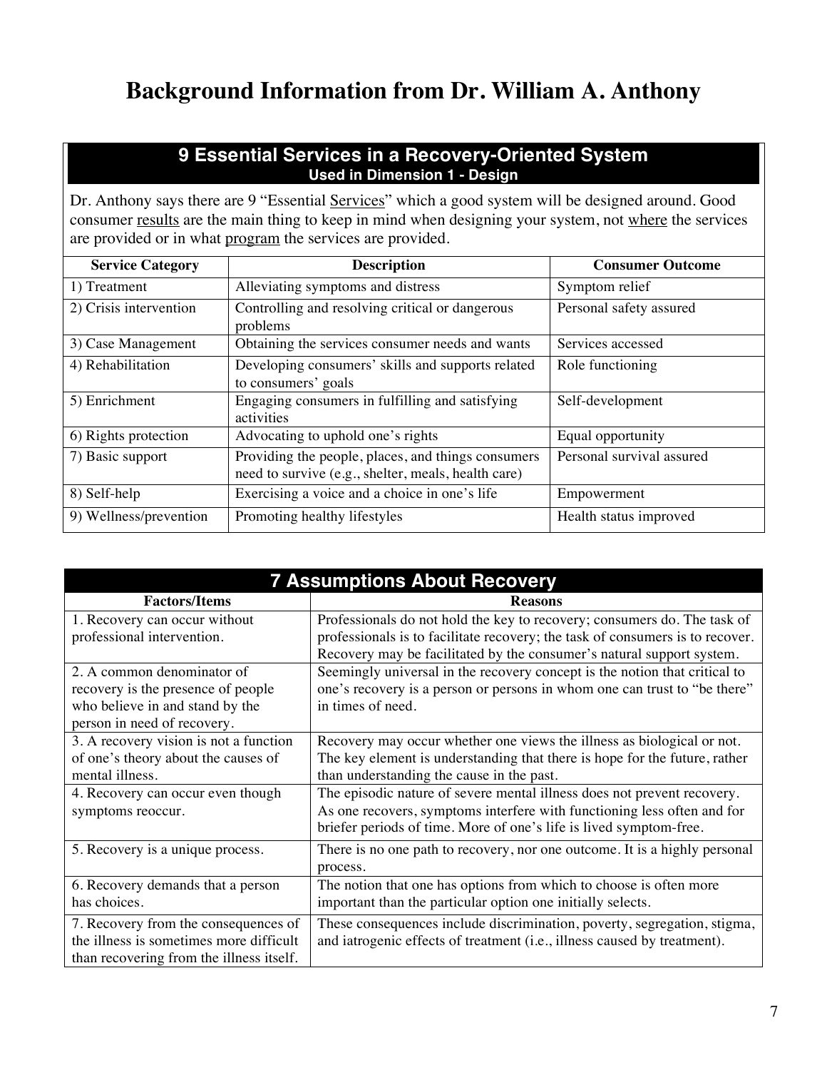# Background Information from Dr. William A. Anthony

## 9 Essential Services in a Recovery-Oriented System

**Used in Dimension 1 - Design**

Dr. Anthony says there are 9 "Essential Services" which a good system will be designed around. Good consumer results are the main thing to keep in mind when designing your system, not where the services are provided or in what program the services are provided.

| Service Category | Description | Consumer Outcome |
|---|---|---|
| 1) Treatment | Alleviating symptoms and distress | Symptom relief |
| 2) Crisis intervention | Controlling and resolving critical or dangerous problems | Personal safety assured |
| 3) Case Management | Obtaining the services consumer needs and wants | Services accessed |
| 4) Rehabilitation | Developing consumers' skills and supports related to consumers' goals | Role functioning |
| 5) Enrichment | Engaging consumers in fulfilling and satisfying activities | Self-development |
| 6) Rights protection | Advocating to uphold one's rights | Equal opportunity |
| 7) Basic support | Providing the people, places, and things consumers need to survive (e.g., shelter, meals, health care) | Personal survival assured |
| 8) Self-help | Exercising a voice and a choice in one's life | Empowerment |
| 9) Wellness/prevention | Promoting healthy lifestyles | Health status improved |

## 7 Assumptions About Recovery

| Factors/Items | Reasons |
|---|---|
| 1. Recovery can occur without professional intervention. | Professionals do not hold the key to recovery; consumers do. The task of professionals is to facilitate recovery; the task of consumers is to recover. Recovery may be facilitated by the consumer's natural support system. |
| 2. A common denominator of recovery is the presence of people who believe in and stand by the person in need of recovery. | Seemingly universal in the recovery concept is the notion that critical to one's recovery is a person or persons in whom one can trust to "be there" in times of need. |
| 3. A recovery vision is not a function of one's theory about the causes of mental illness. | Recovery may occur whether one views the illness as biological or not. The key element is understanding that there is hope for the future, rather than understanding the cause in the past. |
| 4. Recovery can occur even though symptoms reoccur. | The episodic nature of severe mental illness does not prevent recovery. As one recovers, symptoms interfere with functioning less often and for briefer periods of time. More of one's life is lived symptom-free. |
| 5. Recovery is a unique process. | There is no one path to recovery, nor one outcome. It is a highly personal process. |
| 6. Recovery demands that a person has choices. | The notion that one has options from which to choose is often more important than the particular option one initially selects. |
| 7. Recovery from the consequences of the illness is sometimes more difficult than recovering from the illness itself. | These consequences include discrimination, poverty, segregation, stigma, and iatrogenic effects of treatment (i.e., illness caused by treatment). |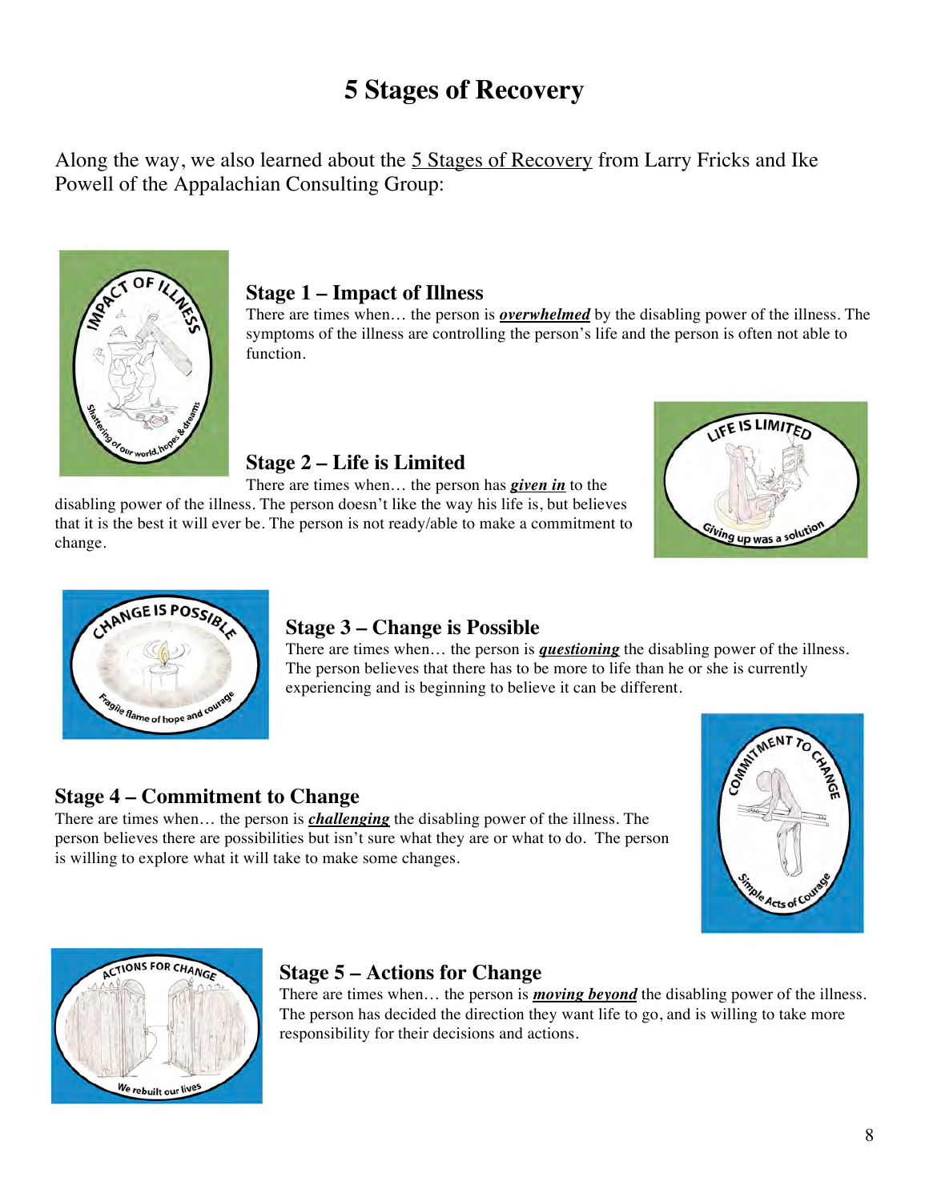# 5 Stages of Recovery

Along the way, we also learned about the 5 Stages of Recovery from Larry Fricks and Ike Powell of the Appalachian Consulting Group:

### Stage 1 – Impact of Illness

There are times when… the person is ***overwhelmed*** by the disabling power of the illness. The symptoms of the illness are controlling the person's life and the person is often not able to function.

### Stage 2 – Life is Limited

There are times when… the person has ***given in*** to the disabling power of the illness. The person doesn't like the way his life is, but believes that it is the best it will ever be. The person is not ready/able to make a commitment to change.

### Stage 3 – Change is Possible

There are times when… the person is ***questioning*** the disabling power of the illness. The person believes that there has to be more to life than he or she is currently experiencing and is beginning to believe it can be different.

### Stage 4 – Commitment to Change

There are times when… the person is ***challenging*** the disabling power of the illness. The person believes there are possibilities but isn't sure what they are or what to do. The person is willing to explore what it will take to make some changes.

### Stage 5 – Actions for Change

There are times when… the person is ***moving beyond*** the disabling power of the illness. The person has decided the direction they want life to go, and is willing to take more responsibility for their decisions and actions.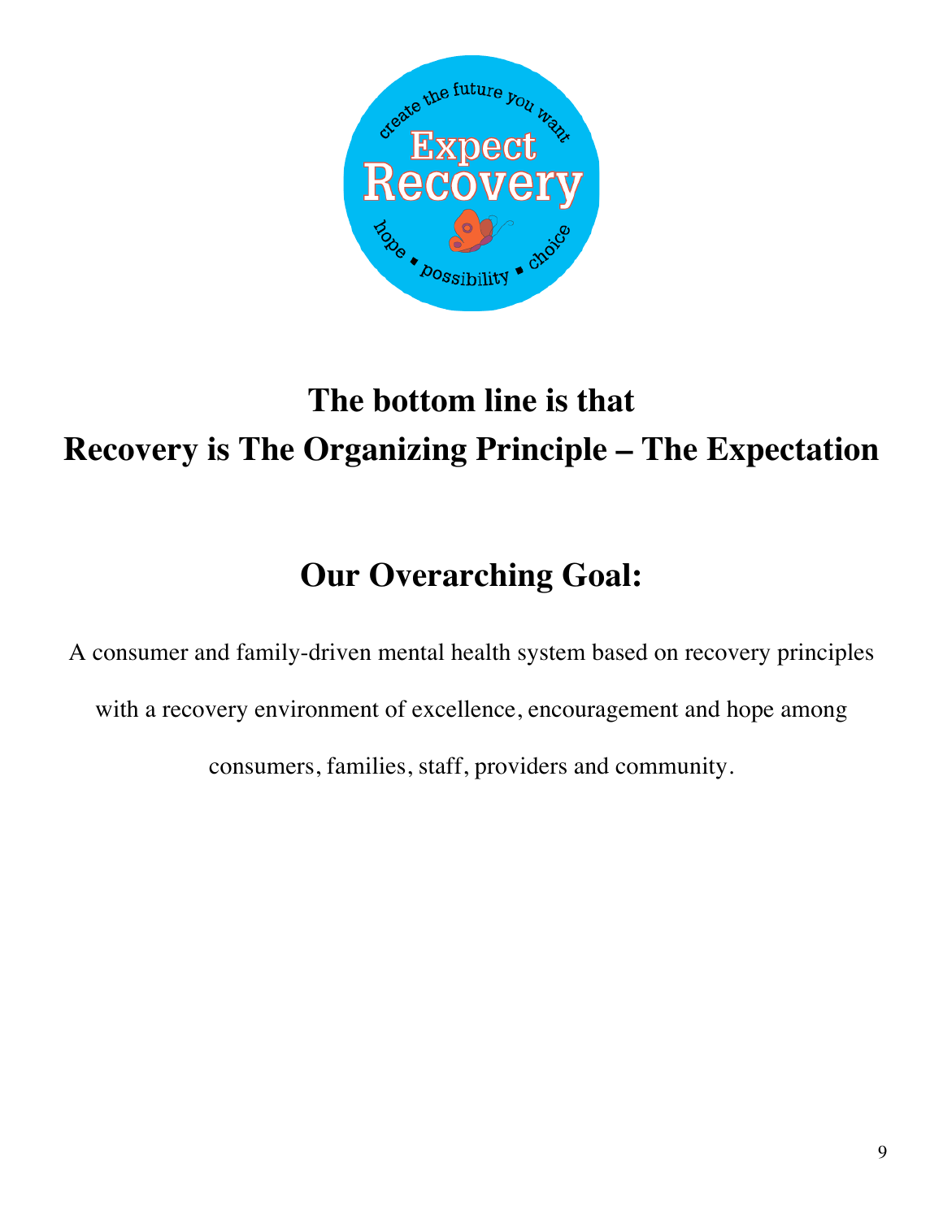**The bottom line is that**
**Recovery is The Organizing Principle – The Expectation**

## Our Overarching Goal:

A consumer and family-driven mental health system based on recovery principles with a recovery environment of excellence, encouragement and hope among consumers, families, staff, providers and community.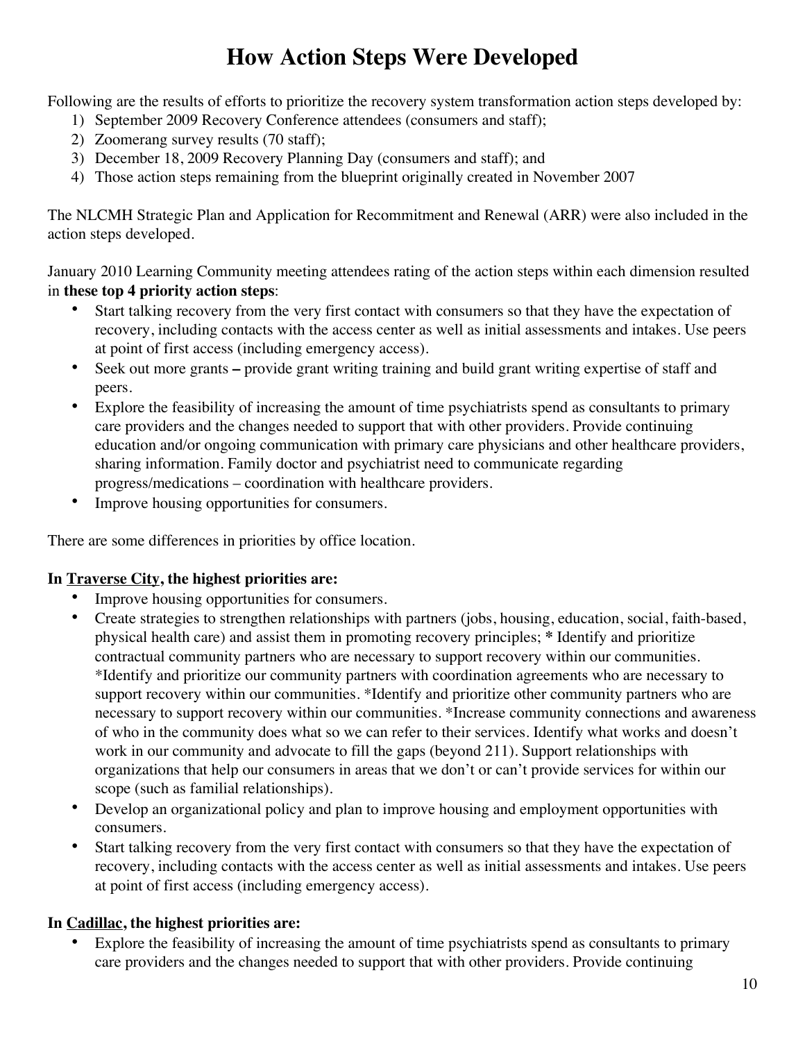# How Action Steps Were Developed

Following are the results of efforts to prioritize the recovery system transformation action steps developed by:

1) September 2009 Recovery Conference attendees (consumers and staff);
2) Zoomerang survey results (70 staff);
3) December 18, 2009 Recovery Planning Day (consumers and staff); and
4) Those action steps remaining from the blueprint originally created in November 2007

The NLCMH Strategic Plan and Application for Recommitment and Renewal (ARR) were also included in the action steps developed.

January 2010 Learning Community meeting attendees rating of the action steps within each dimension resulted in **these top 4 priority action steps**:

- Start talking recovery from the very first contact with consumers so that they have the expectation of recovery, including contacts with the access center as well as initial assessments and intakes. Use peers at point of first access (including emergency access).
- Seek out more grants **–** provide grant writing training and build grant writing expertise of staff and peers.
- Explore the feasibility of increasing the amount of time psychiatrists spend as consultants to primary care providers and the changes needed to support that with other providers. Provide continuing education and/or ongoing communication with primary care physicians and other healthcare providers, sharing information. Family doctor and psychiatrist need to communicate regarding progress/medications – coordination with healthcare providers.
- Improve housing opportunities for consumers.

There are some differences in priorities by office location.

**In <u>Traverse City</u>, the highest priorities are:**

- Improve housing opportunities for consumers.
- Create strategies to strengthen relationships with partners (jobs, housing, education, social, faith-based, physical health care) and assist them in promoting recovery principles; * Identify and prioritize contractual community partners who are necessary to support recovery within our communities. *Identify and prioritize our community partners with coordination agreements who are necessary to support recovery within our communities. *Identify and prioritize other community partners who are necessary to support recovery within our communities. *Increase community connections and awareness of who in the community does what so we can refer to their services. Identify what works and doesn't work in our community and advocate to fill the gaps (beyond 211). Support relationships with organizations that help our consumers in areas that we don't or can't provide services for within our scope (such as familial relationships).
- Develop an organizational policy and plan to improve housing and employment opportunities with consumers.
- Start talking recovery from the very first contact with consumers so that they have the expectation of recovery, including contacts with the access center as well as initial assessments and intakes. Use peers at point of first access (including emergency access).

**In <u>Cadillac</u>, the highest priorities are:**

- Explore the feasibility of increasing the amount of time psychiatrists spend as consultants to primary care providers and the changes needed to support that with other providers. Provide continuing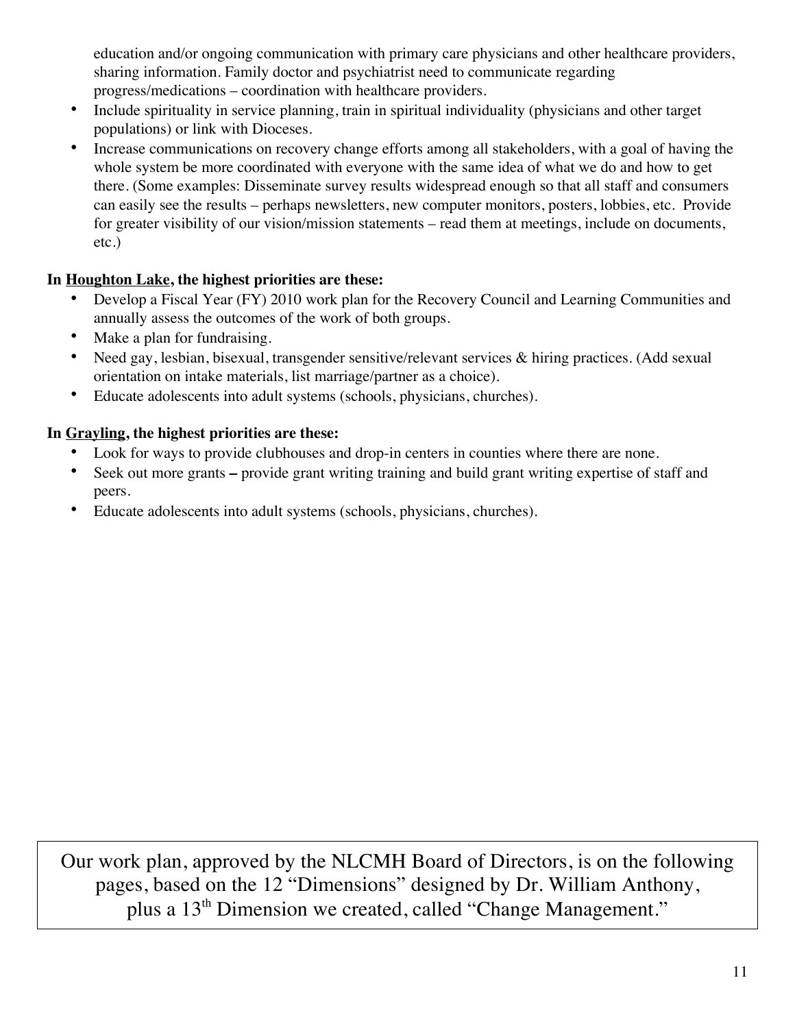education and/or ongoing communication with primary care physicians and other healthcare providers, sharing information. Family doctor and psychiatrist need to communicate regarding progress/medications – coordination with healthcare providers.

- Include spirituality in service planning, train in spiritual individuality (physicians and other target populations) or link with Dioceses.
- Increase communications on recovery change efforts among all stakeholders, with a goal of having the whole system be more coordinated with everyone with the same idea of what we do and how to get there. (Some examples: Disseminate survey results widespread enough so that all staff and consumers can easily see the results – perhaps newsletters, new computer monitors, posters, lobbies, etc. Provide for greater visibility of our vision/mission statements – read them at meetings, include on documents, etc.)

**In Houghton Lake, the highest priorities are these:**

- Develop a Fiscal Year (FY) 2010 work plan for the Recovery Council and Learning Communities and annually assess the outcomes of the work of both groups.
- Make a plan for fundraising.
- Need gay, lesbian, bisexual, transgender sensitive/relevant services & hiring practices. (Add sexual orientation on intake materials, list marriage/partner as a choice).
- Educate adolescents into adult systems (schools, physicians, churches).

**In Grayling, the highest priorities are these:**

- Look for ways to provide clubhouses and drop-in centers in counties where there are none.
- Seek out more grants **–** provide grant writing training and build grant writing expertise of staff and peers.
- Educate adolescents into adult systems (schools, physicians, churches).

Our work plan, approved by the NLCMH Board of Directors, is on the following pages, based on the 12 "Dimensions" designed by Dr. William Anthony, plus a 13th Dimension we created, called "Change Management."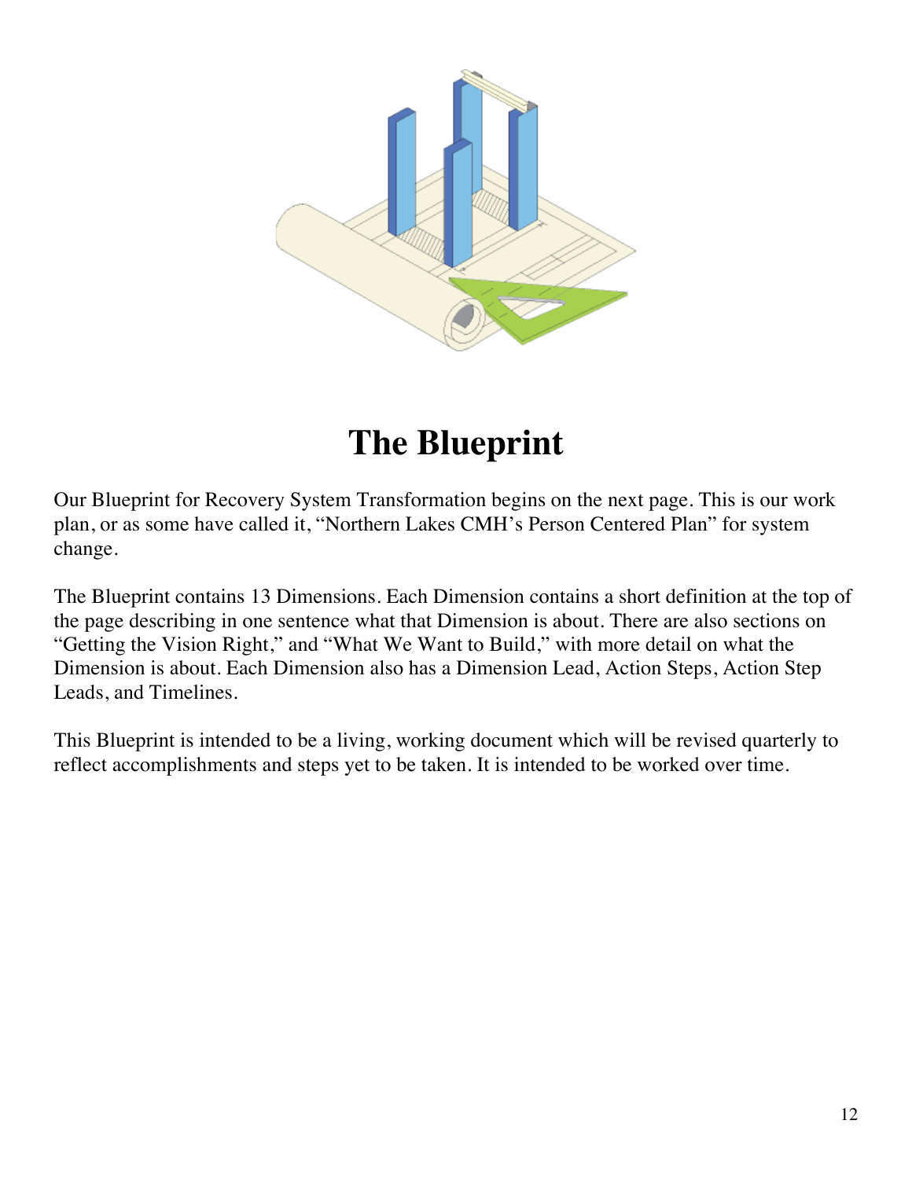# The Blueprint

Our Blueprint for Recovery System Transformation begins on the next page. This is our work plan, or as some have called it, "Northern Lakes CMH's Person Centered Plan" for system change.

The Blueprint contains 13 Dimensions. Each Dimension contains a short definition at the top of the page describing in one sentence what that Dimension is about. There are also sections on "Getting the Vision Right," and "What We Want to Build," with more detail on what the Dimension is about. Each Dimension also has a Dimension Lead, Action Steps, Action Step Leads, and Timelines.

This Blueprint is intended to be a living, working document which will be revised quarterly to reflect accomplishments and steps yet to be taken. It is intended to be worked over time.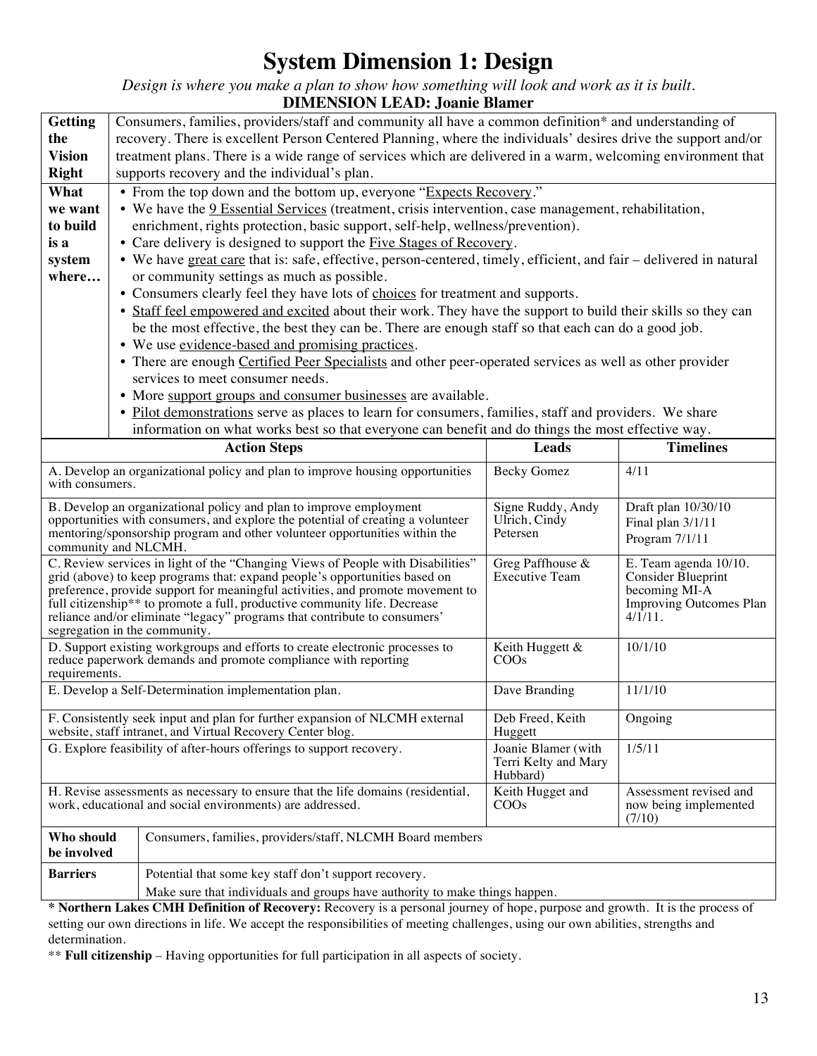# System Dimension 1: Design

*Design is where you make a plan to show how something will look and work as it is built.*

**DIMENSION LEAD: Joanie Blamer**

| | |
|---|---|
| **Getting the Vision Right** | Consumers, families, providers/staff and community all have a common definition* and understanding of recovery. There is excellent Person Centered Planning, where the individuals' desires drive the support and/or treatment plans. There is a wide range of services which are delivered in a warm, welcoming environment that supports recovery and the individual's plan. |
| **What we want to build is a system where…** | • From the top down and the bottom up, everyone "<u>Expects Recovery</u>."<br>• We have the <u>9 Essential Services</u> (treatment, crisis intervention, case management, rehabilitation, enrichment, rights protection, basic support, self-help, wellness/prevention).<br>• Care delivery is designed to support the <u>Five Stages of Recovery</u>.<br>• We have <u>great care</u> that is: safe, effective, person-centered, timely, efficient, and fair – delivered in natural or community settings as much as possible.<br>• Consumers clearly feel they have lots of <u>choices</u> for treatment and supports.<br>• <u>Staff feel empowered and excited</u> about their work. They have the support to build their skills so they can be the most effective, the best they can be. There are enough staff so that each can do a good job.<br>• We use <u>evidence-based and promising practices</u>.<br>• There are enough <u>Certified Peer Specialists</u> and other peer-operated services as well as other provider services to meet consumer needs.<br>• More <u>support groups and consumer businesses</u> are available.<br>• <u>Pilot demonstrations</u> serve as places to learn for consumers, families, staff and providers. We share information on what works best so that everyone can benefit and do things the most effective way. |

| Action Steps | Leads | Timelines |
|---|---|---|
| A. Develop an organizational policy and plan to improve housing opportunities with consumers. | Becky Gomez | 4/11 |
| B. Develop an organizational policy and plan to improve employment opportunities with consumers, and explore the potential of creating a volunteer mentoring/sponsorship program and other volunteer opportunities within the community and NLCMH. | Signe Ruddy, Andy Ulrich, Cindy Petersen | Draft plan 10/30/10<br>Final plan 3/1/11<br>Program 7/1/11 |
| C. Review services in light of the "Changing Views of People with Disabilities" grid (above) to keep programs that: expand people's opportunities based on preference, provide support for meaningful activities, and promote movement to full citizenship** to promote a full, productive community life. Decrease reliance and/or eliminate "legacy" programs that contribute to consumers' segregation in the community. | Greg Paffhouse & Executive Team | E. Team agenda 10/10. Consider Blueprint becoming MI-A Improving Outcomes Plan 4/1/11. |
| D. Support existing workgroups and efforts to create electronic processes to reduce paperwork demands and promote compliance with reporting requirements. | Keith Huggett & COOs | 10/1/10 |
| E. Develop a Self-Determination implementation plan. | Dave Branding | 11/1/10 |
| F. Consistently seek input and plan for further expansion of NLCMH external website, staff intranet, and Virtual Recovery Center blog. | Deb Freed, Keith Huggett | Ongoing |
| G. Explore feasibility of after-hours offerings to support recovery. | Joanie Blamer (with Terri Kelty and Mary Hubbard) | 1/5/11 |
| H. Revise assessments as necessary to ensure that the life domains (residential, work, educational and social environments) are addressed. | Keith Hugget and COOs | Assessment revised and now being implemented (7/10) |

| | |
|---|---|
| **Who should be involved** | Consumers, families, providers/staff, NLCMH Board members |
| **Barriers** | Potential that some key staff don't support recovery.<br>Make sure that individuals and groups have authority to make things happen. |

**\* Northern Lakes CMH Definition of Recovery:** Recovery is a personal journey of hope, purpose and growth. It is the process of setting our own directions in life. We accept the responsibilities of meeting challenges, using our own abilities, strengths and determination.

\*\* **Full citizenship** – Having opportunities for full participation in all aspects of society.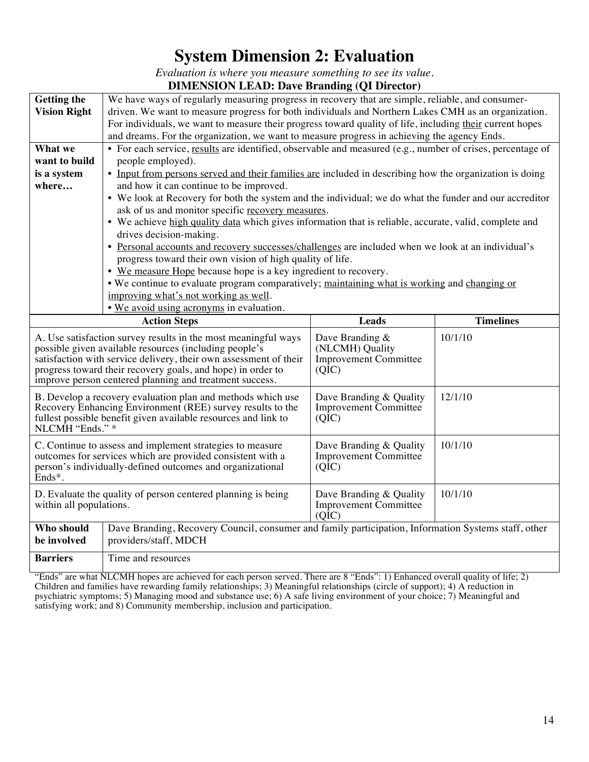# System Dimension 2: Evaluation

*Evaluation is where you measure something to see its value.*

**DIMENSION LEAD: Dave Branding (QI Director)**

| | |
|---|---|
| **Getting the Vision Right** | We have ways of regularly measuring progress in recovery that are simple, reliable, and consumer-driven. We want to measure progress for both individuals and Northern Lakes CMH as an organization. For individuals, we want to measure their progress toward quality of life, including <u>their</u> current hopes and dreams. For the organization, we want to measure progress in achieving the agency Ends. |
| **What we want to build is a system where…** | • For each service, <u>results</u> are identified, observable and measured (e.g., number of crises, percentage of people employed).<br>• <u>Input from persons served and their families are</u> included in describing how the organization is doing and how it can continue to be improved.<br>• We look at Recovery for both the system and the individual; we do what the funder and our accreditor ask of us and monitor specific <u>recovery measures</u>.<br>• We achieve <u>high quality data</u> which gives information that is reliable, accurate, valid, complete and drives decision-making.<br>• <u>Personal accounts and recovery successes/challenges</u> are included when we look at an individual's progress toward their own vision of high quality of life.<br>• <u>We measure Hope</u> because hope is a key ingredient to recovery.<br>• We continue to evaluate program comparatively; <u>maintaining what is working</u> and <u>changing or improving what's not working as well</u>.<br>• <u>We avoid using acronyms</u> in evaluation. |

| Action Steps | Leads | Timelines |
|---|---|---|
| A. Use satisfaction survey results in the most meaningful ways possible given available resources (including people's satisfaction with service delivery, their own assessment of their progress toward their recovery goals, and hope) in order to improve person centered planning and treatment success. | Dave Branding & (NLCMH) Quality Improvement Committee (QIC) | 10/1/10 |
| B. Develop a recovery evaluation plan and methods which use Recovery Enhancing Environment (REE) survey results to the fullest possible benefit given available resources and link to NLCMH "Ends." * | Dave Branding & Quality Improvement Committee (QIC) | 12/1/10 |
| C. Continue to assess and implement strategies to measure outcomes for services which are provided consistent with a person's individually-defined outcomes and organizational Ends*. | Dave Branding & Quality Improvement Committee (QIC) | 10/1/10 |
| D. Evaluate the quality of person centered planning is being within all populations. | Dave Branding & Quality Improvement Committee (QIC) | 10/1/10 |

| | |
|---|---|
| **Who should be involved** | Dave Branding, Recovery Council, consumer and family participation, Information Systems staff, other providers/staff, MDCH |
| **Barriers** | Time and resources |

"Ends" are what NLCMH hopes are achieved for each person served. There are 8 "Ends": 1) Enhanced overall quality of life; 2) Children and families have rewarding family relationships; 3) Meaningful relationships (circle of support); 4) A reduction in psychiatric symptoms; 5) Managing mood and substance use; 6) A safe living environment of your choice; 7) Meaningful and satisfying work; and 8) Community membership, inclusion and participation.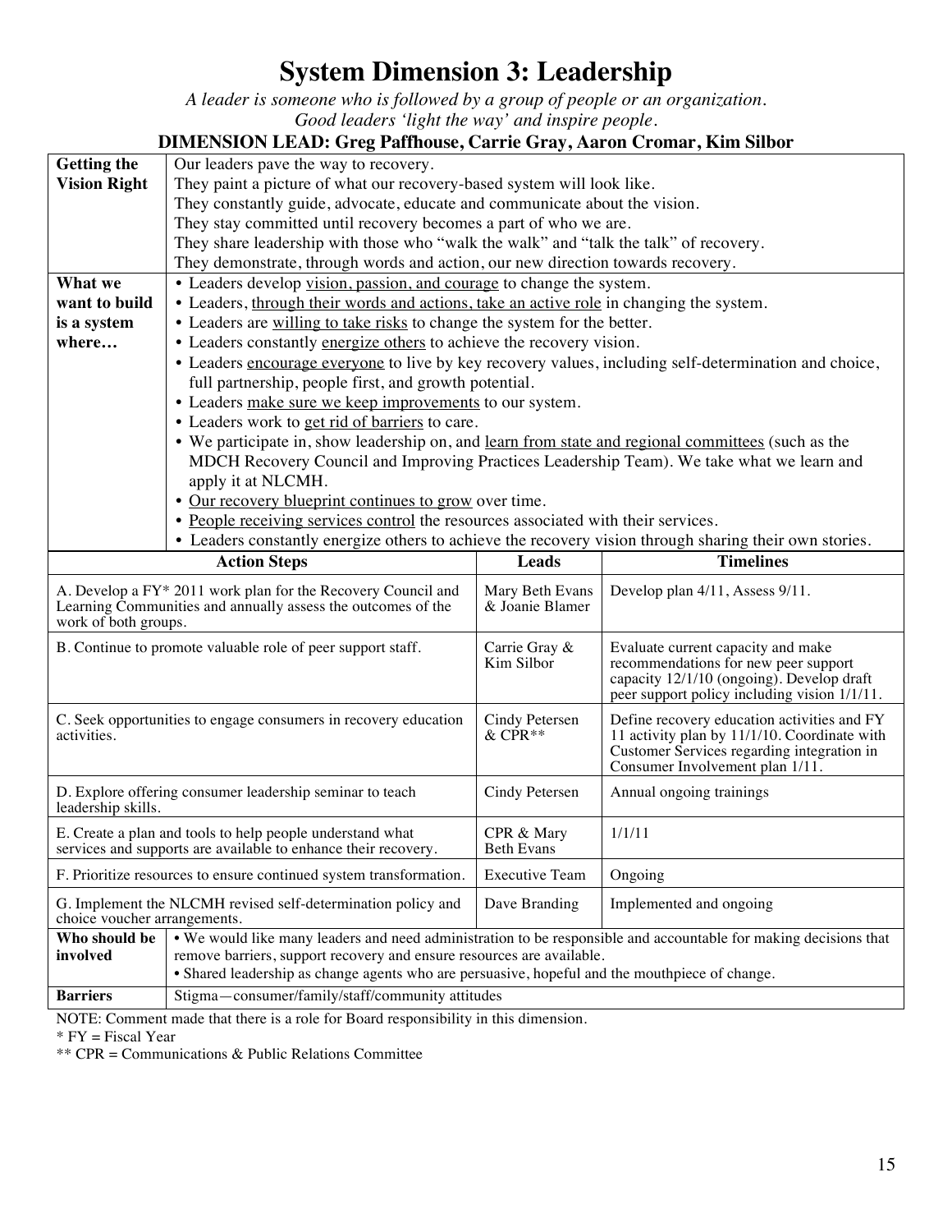# System Dimension 3: Leadership

*A leader is someone who is followed by a group of people or an organization.*
*Good leaders 'light the way' and inspire people.*

**DIMENSION LEAD: Greg Paffhouse, Carrie Gray, Aaron Cromar, Kim Silbor**

| **Getting the Vision Right** | Our leaders pave the way to recovery.<br>They paint a picture of what our recovery-based system will look like.<br>They constantly guide, advocate, educate and communicate about the vision.<br>They stay committed until recovery becomes a part of who we are.<br>They share leadership with those who "walk the walk" and "talk the talk" of recovery.<br>They demonstrate, through words and action, our new direction towards recovery. |
|---|---|
| **What we want to build is a system where…** | • Leaders develop <u>vision, passion, and courage</u> to change the system.<br>• Leaders, <u>through their words and actions, take an active role</u> in changing the system.<br>• Leaders are <u>willing to take risks</u> to change the system for the better.<br>• Leaders constantly <u>energize others</u> to achieve the recovery vision.<br>• Leaders <u>encourage everyone</u> to live by key recovery values, including self-determination and choice, full partnership, people first, and growth potential.<br>• Leaders <u>make sure we keep improvements</u> to our system.<br>• Leaders work to <u>get rid of barriers</u> to care.<br>• We participate in, show leadership on, and <u>learn from state and regional committees</u> (such as the MDCH Recovery Council and Improving Practices Leadership Team). We take what we learn and apply it at NLCMH.<br>• <u>Our recovery blueprint continues to grow</u> over time.<br>• <u>People receiving services control</u> the resources associated with their services.<br>• Leaders constantly energize others to achieve the recovery vision through sharing their own stories. |

| Action Steps | Leads | Timelines |
|---|---|---|
| A. Develop a FY* 2011 work plan for the Recovery Council and Learning Communities and annually assess the outcomes of the work of both groups. | Mary Beth Evans & Joanie Blamer | Develop plan 4/11, Assess 9/11. |
| B. Continue to promote valuable role of peer support staff. | Carrie Gray & Kim Silbor | Evaluate current capacity and make recommendations for new peer support capacity 12/1/10 (ongoing). Develop draft peer support policy including vision 1/1/11. |
| C. Seek opportunities to engage consumers in recovery education activities. | Cindy Petersen & CPR** | Define recovery education activities and FY 11 activity plan by 11/1/10. Coordinate with Customer Services regarding integration in Consumer Involvement plan 1/11. |
| D. Explore offering consumer leadership seminar to teach leadership skills. | Cindy Petersen | Annual ongoing trainings |
| E. Create a plan and tools to help people understand what services and supports are available to enhance their recovery. | CPR & Mary Beth Evans | 1/1/11 |
| F. Prioritize resources to ensure continued system transformation. | Executive Team | Ongoing |
| G. Implement the NLCMH revised self-determination policy and choice voucher arrangements. | Dave Branding | Implemented and ongoing |

| **Who should be involved** | • We would like many leaders and need administration to be responsible and accountable for making decisions that remove barriers, support recovery and ensure resources are available.<br>• Shared leadership as change agents who are persuasive, hopeful and the mouthpiece of change. |
|---|---|
| **Barriers** | Stigma—consumer/family/staff/community attitudes |

NOTE: Comment made that there is a role for Board responsibility in this dimension.

* FY = Fiscal Year

** CPR = Communications & Public Relations Committee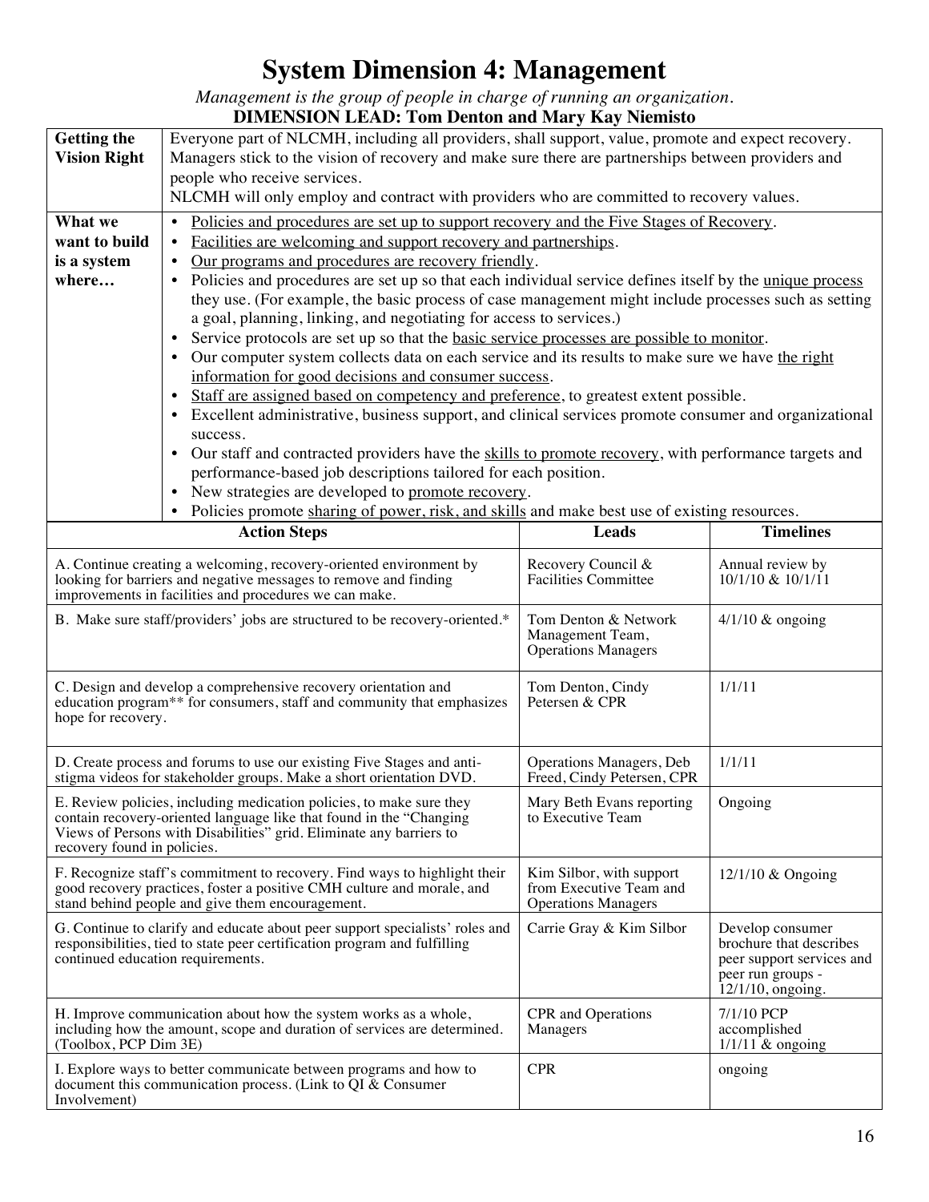# System Dimension 4: Management

*Management is the group of people in charge of running an organization.*

**DIMENSION LEAD: Tom Denton and Mary Kay Niemisto**

| **Getting the Vision Right** | Everyone part of NLCMH, including all providers, shall support, value, promote and expect recovery. Managers stick to the vision of recovery and make sure there are partnerships between providers and people who receive services.<br>NLCMH will only employ and contract with providers who are committed to recovery values. |
|---|---|
| **What we want to build is a system where…** | • <u>Policies and procedures are set up to support recovery and the Five Stages of Recovery</u>.<br>• <u>Facilities are welcoming and support recovery and partnerships</u>.<br>• <u>Our programs and procedures are recovery friendly</u>.<br>• Policies and procedures are set up so that each individual service defines itself by the <u>unique process</u> they use. (For example, the basic process of case management might include processes such as setting a goal, planning, linking, and negotiating for access to services.)<br>• Service protocols are set up so that the <u>basic service processes are possible to monitor</u>.<br>• Our computer system collects data on each service and its results to make sure we have <u>the right information for good decisions and consumer success</u>.<br>• <u>Staff are assigned based on competency and preference</u>, to greatest extent possible.<br>• Excellent administrative, business support, and clinical services promote consumer and organizational success.<br>• Our staff and contracted providers have the <u>skills to promote recovery</u>, with performance targets and performance-based job descriptions tailored for each position.<br>• New strategies are developed to <u>promote recovery</u>.<br>• Policies promote <u>sharing of power, risk, and skills</u> and make best use of existing resources. |

| Action Steps | Leads | Timelines |
|---|---|---|
| A. Continue creating a welcoming, recovery-oriented environment by looking for barriers and negative messages to remove and finding improvements in facilities and procedures we can make. | Recovery Council & Facilities Committee | Annual review by 10/1/10 & 10/1/11 |
| B. Make sure staff/providers' jobs are structured to be recovery-oriented.* | Tom Denton & Network Management Team, Operations Managers | 4/1/10 & ongoing |
| C. Design and develop a comprehensive recovery orientation and education program** for consumers, staff and community that emphasizes hope for recovery. | Tom Denton, Cindy Petersen & CPR | 1/1/11 |
| D. Create process and forums to use our existing Five Stages and anti-stigma videos for stakeholder groups. Make a short orientation DVD. | Operations Managers, Deb Freed, Cindy Petersen, CPR | 1/1/11 |
| E. Review policies, including medication policies, to make sure they contain recovery-oriented language like that found in the "Changing Views of Persons with Disabilities" grid. Eliminate any barriers to recovery found in policies. | Mary Beth Evans reporting to Executive Team | Ongoing |
| F. Recognize staff's commitment to recovery. Find ways to highlight their good recovery practices, foster a positive CMH culture and morale, and stand behind people and give them encouragement. | Kim Silbor, with support from Executive Team and Operations Managers | 12/1/10 & Ongoing |
| G. Continue to clarify and educate about peer support specialists' roles and responsibilities, tied to state peer certification program and fulfilling continued education requirements. | Carrie Gray & Kim Silbor | Develop consumer brochure that describes peer support services and peer run groups - 12/1/10, ongoing. |
| H. Improve communication about how the system works as a whole, including how the amount, scope and duration of services are determined. (Toolbox, PCP Dim 3E) | CPR and Operations Managers | 7/1/10 PCP accomplished<br>1/1/11 & ongoing |
| I. Explore ways to better communicate between programs and how to document this communication process. (Link to QI & Consumer Involvement) | CPR | ongoing |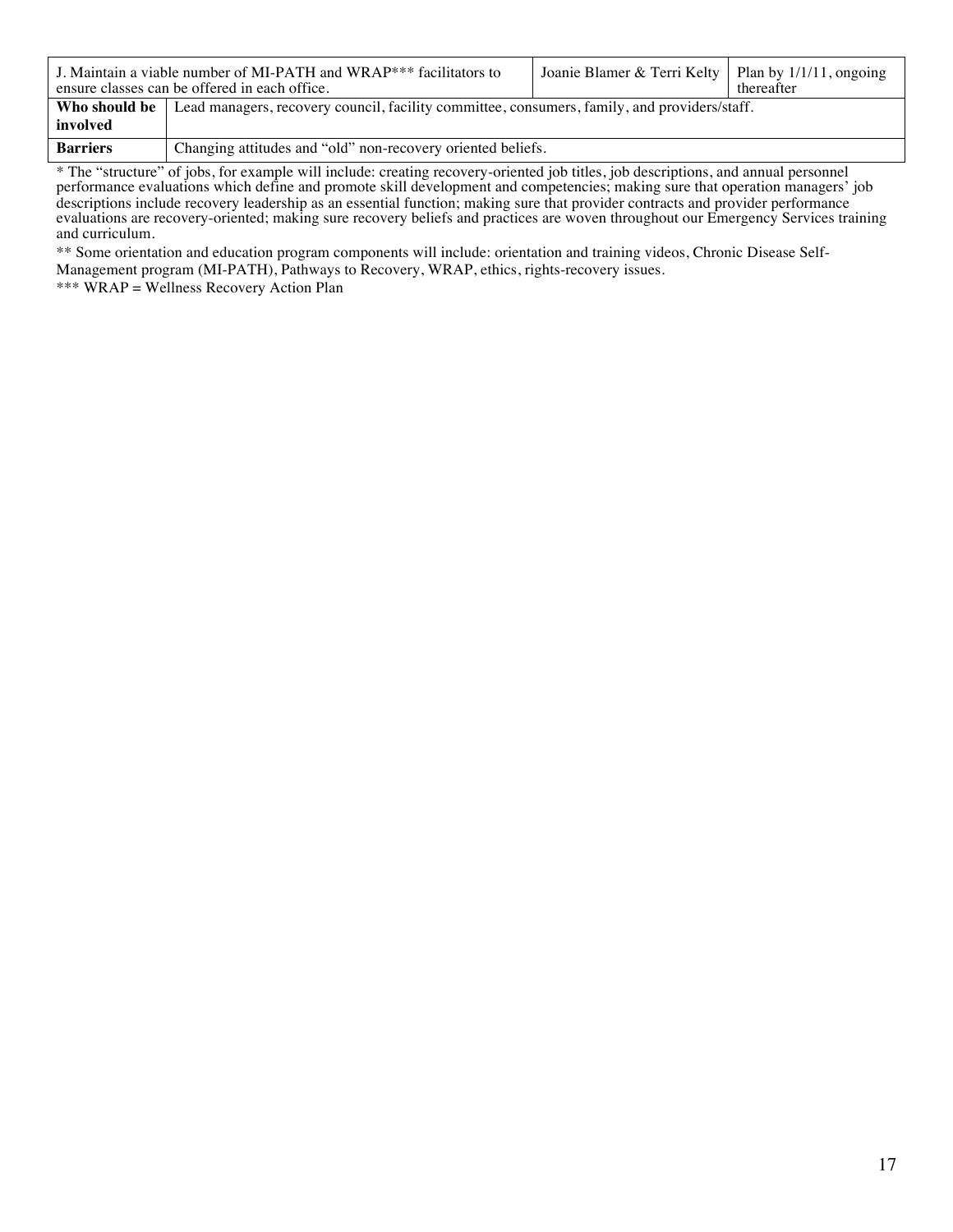| J. Maintain a viable number of MI-PATH and WRAP*** facilitators to ensure classes can be offered in each office. | | Joanie Blamer & Terri Kelty | Plan by 1/1/11, ongoing thereafter |
|---|---|---|---|
| **Who should be involved** | Lead managers, recovery council, facility committee, consumers, family, and providers/staff. | | |
| **Barriers** | Changing attitudes and "old" non-recovery oriented beliefs. | | |

* The "structure" of jobs, for example will include: creating recovery-oriented job titles, job descriptions, and annual personnel performance evaluations which define and promote skill development and competencies; making sure that operation managers' job descriptions include recovery leadership as an essential function; making sure that provider contracts and provider performance evaluations are recovery-oriented; making sure recovery beliefs and practices are woven throughout our Emergency Services training and curriculum.

** Some orientation and education program components will include: orientation and training videos, Chronic Disease Self-Management program (MI-PATH), Pathways to Recovery, WRAP, ethics, rights-recovery issues.

*** WRAP = Wellness Recovery Action Plan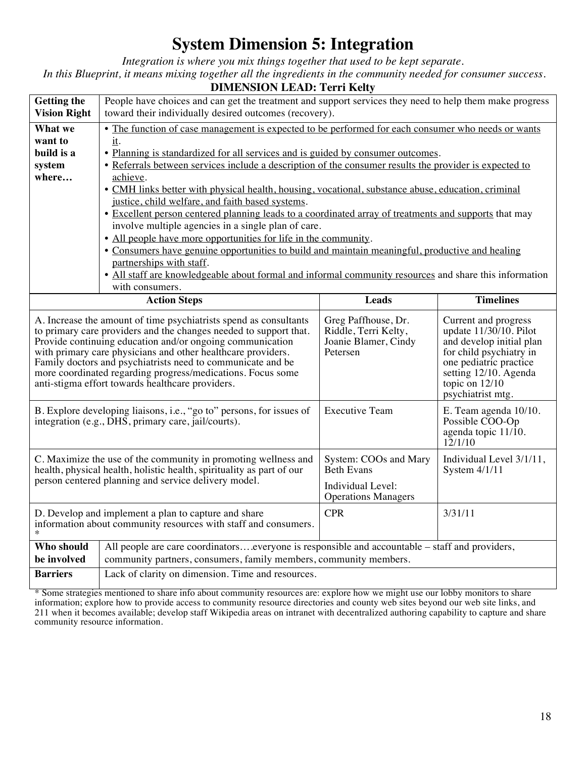# System Dimension 5: Integration

*Integration is where you mix things together that used to be kept separate.*
*In this Blueprint, it means mixing together all the ingredients in the community needed for consumer success.*

**DIMENSION LEAD: Terri Kelty**

| **Getting the Vision Right** | People have choices and can get the treatment and support services they need to help them make progress toward their individually desired outcomes (recovery). | |
|---|---|---|
| **What we want to build is a system where…** | • <u>The function of case management is expected to be performed for each consumer who needs or wants it</u>.<br>• <u>Planning is standardized for all services and is guided by consumer outcomes</u>.<br>• <u>Referrals between services include a description of the consumer results the provider is expected to achieve</u>.<br>• <u>CMH links better with physical health, housing, vocational, substance abuse, education, criminal justice, child welfare, and faith based systems</u>.<br>• <u>Excellent person centered planning leads to a coordinated array of treatments and supports</u> that may involve multiple agencies in a single plan of care.<br>• <u>All people have more opportunities for life in the community</u>.<br>• <u>Consumers have genuine opportunities to build and maintain meaningful, productive and healing partnerships with staff</u>.<br>• <u>All staff are knowledgeable about formal and informal community resources</u> and share this information with consumers. | |

| Action Steps | Leads | Timelines |
|---|---|---|
| A. Increase the amount of time psychiatrists spend as consultants to primary care providers and the changes needed to support that. Provide continuing education and/or ongoing communication with primary care physicians and other healthcare providers. Family doctors and psychiatrists need to communicate and be more coordinated regarding progress/medications. Focus some anti-stigma effort towards healthcare providers. | Greg Paffhouse, Dr. Riddle, Terri Kelty, Joanie Blamer, Cindy Petersen | Current and progress update 11/30/10. Pilot and develop initial plan for child psychiatry in one pediatric practice setting 12/10. Agenda topic on 12/10 psychiatrist mtg. |
| B. Explore developing liaisons, i.e., "go to" persons, for issues of integration (e.g., DHS, primary care, jail/courts). | Executive Team | E. Team agenda 10/10. Possible COO-Op agenda topic 11/10. 12/1/10 |
| C. Maximize the use of the community in promoting wellness and health, physical health, holistic health, spirituality as part of our person centered planning and service delivery model. | System: COOs and Mary Beth Evans<br><br>Individual Level: Operations Managers | Individual Level 3/1/11, System 4/1/11 |
| D. Develop and implement a plan to capture and share information about community resources with staff and consumers. * | CPR | 3/31/11 |

| **Who should be involved** | All people are care coordinators….everyone is responsible and accountable – staff and providers, community partners, consumers, family members, community members. |
|---|---|
| **Barriers** | Lack of clarity on dimension. Time and resources. |

* Some strategies mentioned to share info about community resources are: explore how we might use our lobby monitors to share information; explore how to provide access to community resource directories and county web sites beyond our web site links, and 211 when it becomes available; develop staff Wikipedia areas on intranet with decentralized authoring capability to capture and share community resource information.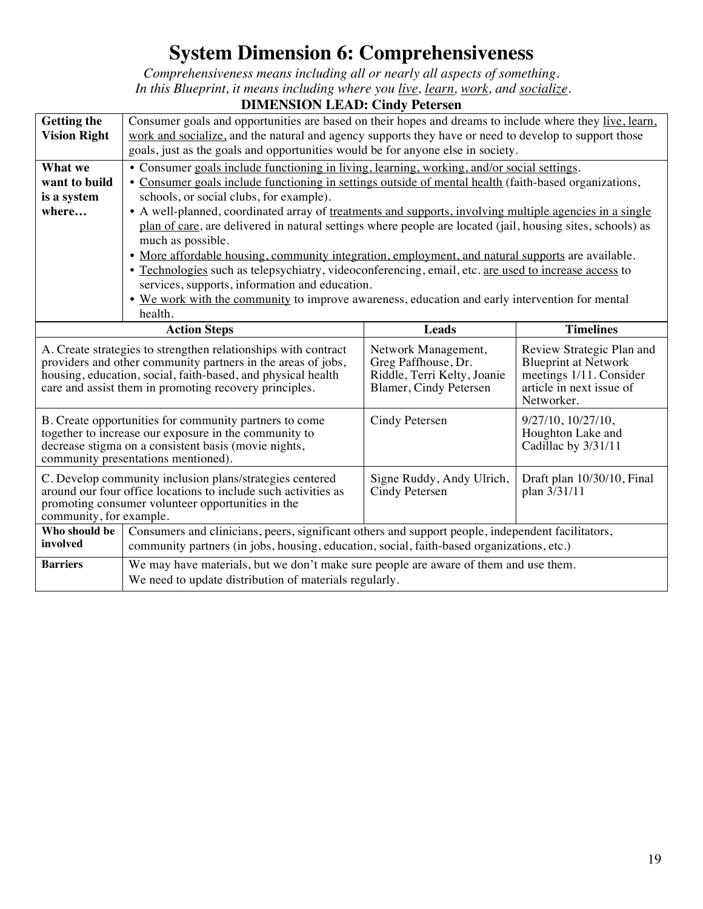# System Dimension 6: Comprehensiveness

*Comprehensiveness means including all or nearly all aspects of something.*
*In this Blueprint, it means including where you live, learn, work, and socialize.*

**DIMENSION LEAD: Cindy Petersen**

| | |
|---|---|
| **Getting the Vision Right** | Consumer goals and opportunities are based on their hopes and dreams to include where they live, learn, work and socialize, and the natural and agency supports they have or need to develop to support those goals, just as the goals and opportunities would be for anyone else in society. |
| **What we want to build is a system where…** | • Consumer goals include functioning in living, learning, working, and/or social settings.<br>• Consumer goals include functioning in settings outside of mental health (faith-based organizations, schools, or social clubs, for example).<br>• A well-planned, coordinated array of treatments and supports, involving multiple agencies in a single plan of care, are delivered in natural settings where people are located (jail, housing sites, schools) as much as possible.<br>• More affordable housing, community integration, employment, and natural supports are available.<br>• Technologies such as telepsychiatry, videoconferencing, email, etc. are used to increase access to services, supports, information and education.<br>• We work with the community to improve awareness, education and early intervention for mental health. |

| Action Steps | Leads | Timelines |
|---|---|---|
| A. Create strategies to strengthen relationships with contract providers and other community partners in the areas of jobs, housing, education, social, faith-based, and physical health care and assist them in promoting recovery principles. | Network Management, Greg Paffhouse, Dr. Riddle, Terri Kelty, Joanie Blamer, Cindy Petersen | Review Strategic Plan and Blueprint at Network meetings 1/11. Consider article in next issue of Networker. |
| B. Create opportunities for community partners to come together to increase our exposure in the community to decrease stigma on a consistent basis (movie nights, community presentations mentioned). | Cindy Petersen | 9/27/10, 10/27/10, Houghton Lake and Cadillac by 3/31/11 |
| C. Develop community inclusion plans/strategies centered around our four office locations to include such activities as promoting consumer volunteer opportunities in the community, for example. | Signe Ruddy, Andy Ulrich, Cindy Petersen | Draft plan 10/30/10, Final plan 3/31/11 |

| | |
|---|---|
| **Who should be involved** | Consumers and clinicians, peers, significant others and support people, independent facilitators, community partners (in jobs, housing, education, social, faith-based organizations, etc.) |
| **Barriers** | We may have materials, but we don't make sure people are aware of them and use them.<br>We need to update distribution of materials regularly. |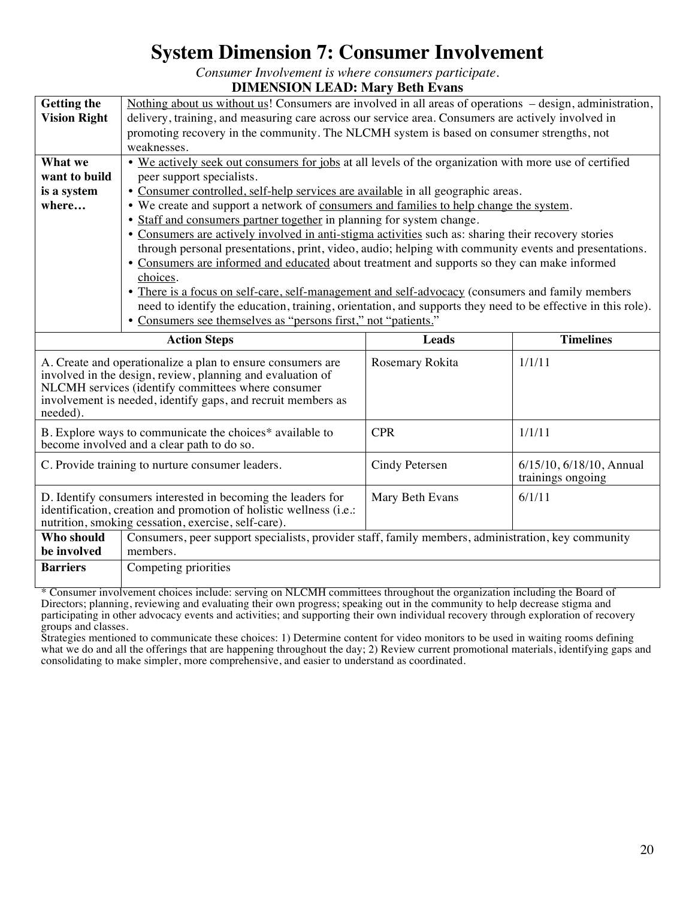# System Dimension 7: Consumer Involvement

*Consumer Involvement is where consumers participate.*

**DIMENSION LEAD: Mary Beth Evans**

| | | |
|---|---|---|
| **Getting the Vision Right** | Nothing about us without us! Consumers are involved in all areas of operations – design, administration, delivery, training, and measuring care across our service area. Consumers are actively involved in promoting recovery in the community. The NLCMH system is based on consumer strengths, not weaknesses. | |
| **What we want to build is a system where…** | • We actively seek out consumers for jobs at all levels of the organization with more use of certified peer support specialists.<br>• Consumer controlled, self-help services are available in all geographic areas.<br>• We create and support a network of consumers and families to help change the system.<br>• Staff and consumers partner together in planning for system change.<br>• Consumers are actively involved in anti-stigma activities such as: sharing their recovery stories through personal presentations, print, video, audio; helping with community events and presentations.<br>• Consumers are informed and educated about treatment and supports so they can make informed choices.<br>• There is a focus on self-care, self-management and self-advocacy (consumers and family members need to identify the education, training, orientation, and supports they need to be effective in this role).<br>• Consumers see themselves as "persons first," not "patients." | |
| **Action Steps** | **Leads** | **Timelines** |
| A. Create and operationalize a plan to ensure consumers are involved in the design, review, planning and evaluation of NLCMH services (identify committees where consumer involvement is needed, identify gaps, and recruit members as needed). | Rosemary Rokita | 1/1/11 |
| B. Explore ways to communicate the choices* available to become involved and a clear path to do so. | CPR | 1/1/11 |
| C. Provide training to nurture consumer leaders. | Cindy Petersen | 6/15/10, 6/18/10, Annual trainings ongoing |
| D. Identify consumers interested in becoming the leaders for identification, creation and promotion of holistic wellness (i.e.: nutrition, smoking cessation, exercise, self-care). | Mary Beth Evans | 6/1/11 |
| **Who should be involved** | Consumers, peer support specialists, provider staff, family members, administration, key community members. | |
| **Barriers** | Competing priorities | |

\* Consumer involvement choices include: serving on NLCMH committees throughout the organization including the Board of Directors; planning, reviewing and evaluating their own progress; speaking out in the community to help decrease stigma and participating in other advocacy events and activities; and supporting their own individual recovery through exploration of recovery groups and classes.

Strategies mentioned to communicate these choices: 1) Determine content for video monitors to be used in waiting rooms defining what we do and all the offerings that are happening throughout the day; 2) Review current promotional materials, identifying gaps and consolidating to make simpler, more comprehensive, and easier to understand as coordinated.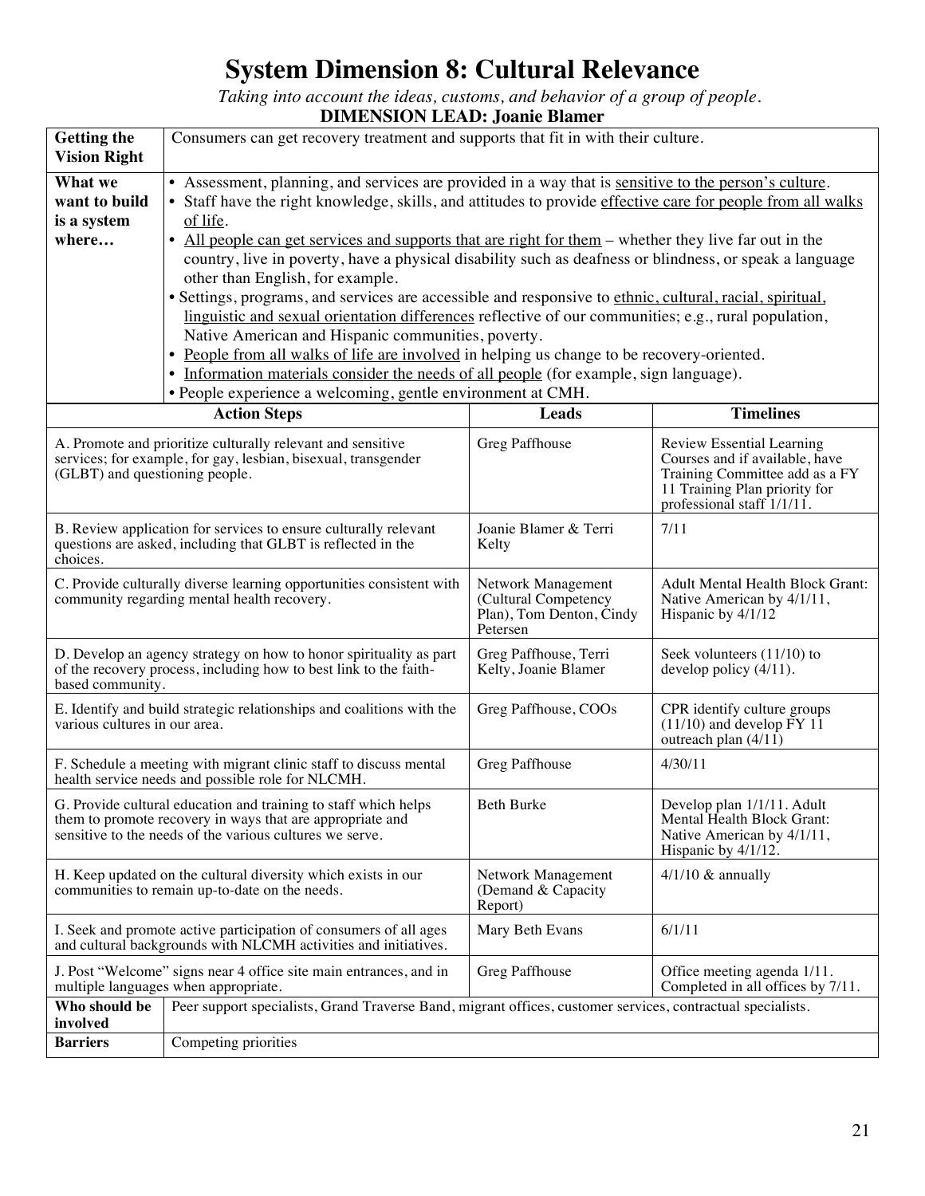# System Dimension 8: Cultural Relevance

*Taking into account the ideas, customs, and behavior of a group of people.*

**DIMENSION LEAD: Joanie Blamer**

| **Getting the Vision Right** | Consumers can get recovery treatment and supports that fit in with their culture. |
|---|---|
| **What we want to build is a system where…** | • Assessment, planning, and services are provided in a way that is sensitive to the person's culture.<br>• Staff have the right knowledge, skills, and attitudes to provide effective care for people from all walks of life.<br>• All people can get services and supports that are right for them – whether they live far out in the country, live in poverty, have a physical disability such as deafness or blindness, or speak a language other than English, for example.<br>• Settings, programs, and services are accessible and responsive to ethnic, cultural, racial, spiritual, linguistic and sexual orientation differences reflective of our communities; e.g., rural population, Native American and Hispanic communities, poverty.<br>• People from all walks of life are involved in helping us change to be recovery-oriented.<br>• Information materials consider the needs of all people (for example, sign language).<br>• People experience a welcoming, gentle environment at CMH. |

| Action Steps | Leads | Timelines |
|---|---|---|
| A. Promote and prioritize culturally relevant and sensitive services; for example, for gay, lesbian, bisexual, transgender (GLBT) and questioning people. | Greg Paffhouse | Review Essential Learning Courses and if available, have Training Committee add as a FY 11 Training Plan priority for professional staff 1/1/11. |
| B. Review application for services to ensure culturally relevant questions are asked, including that GLBT is reflected in the choices. | Joanie Blamer & Terri Kelty | 7/11 |
| C. Provide culturally diverse learning opportunities consistent with community regarding mental health recovery. | Network Management (Cultural Competency Plan), Tom Denton, Cindy Petersen | Adult Mental Health Block Grant: Native American by 4/1/11, Hispanic by 4/1/12 |
| D. Develop an agency strategy on how to honor spirituality as part of the recovery process, including how to best link to the faith-based community. | Greg Paffhouse, Terri Kelty, Joanie Blamer | Seek volunteers (11/10) to develop policy (4/11). |
| E. Identify and build strategic relationships and coalitions with the various cultures in our area. | Greg Paffhouse, COOs | CPR identify culture groups (11/10) and develop FY 11 outreach plan (4/11) |
| F. Schedule a meeting with migrant clinic staff to discuss mental health service needs and possible role for NLCMH. | Greg Paffhouse | 4/30/11 |
| G. Provide cultural education and training to staff which helps them to promote recovery in ways that are appropriate and sensitive to the needs of the various cultures we serve. | Beth Burke | Develop plan 1/1/11. Adult Mental Health Block Grant: Native American by 4/1/11, Hispanic by 4/1/12. |
| H. Keep updated on the cultural diversity which exists in our communities to remain up-to-date on the needs. | Network Management (Demand & Capacity Report) | 4/1/10 & annually |
| I. Seek and promote active participation of consumers of all ages and cultural backgrounds with NLCMH activities and initiatives. | Mary Beth Evans | 6/1/11 |
| J. Post "Welcome" signs near 4 office site main entrances, and in multiple languages when appropriate. | Greg Paffhouse | Office meeting agenda 1/11. Completed in all offices by 7/11. |

| **Who should be involved** | Peer support specialists, Grand Traverse Band, migrant offices, customer services, contractual specialists. |
|---|---|
| **Barriers** | Competing priorities |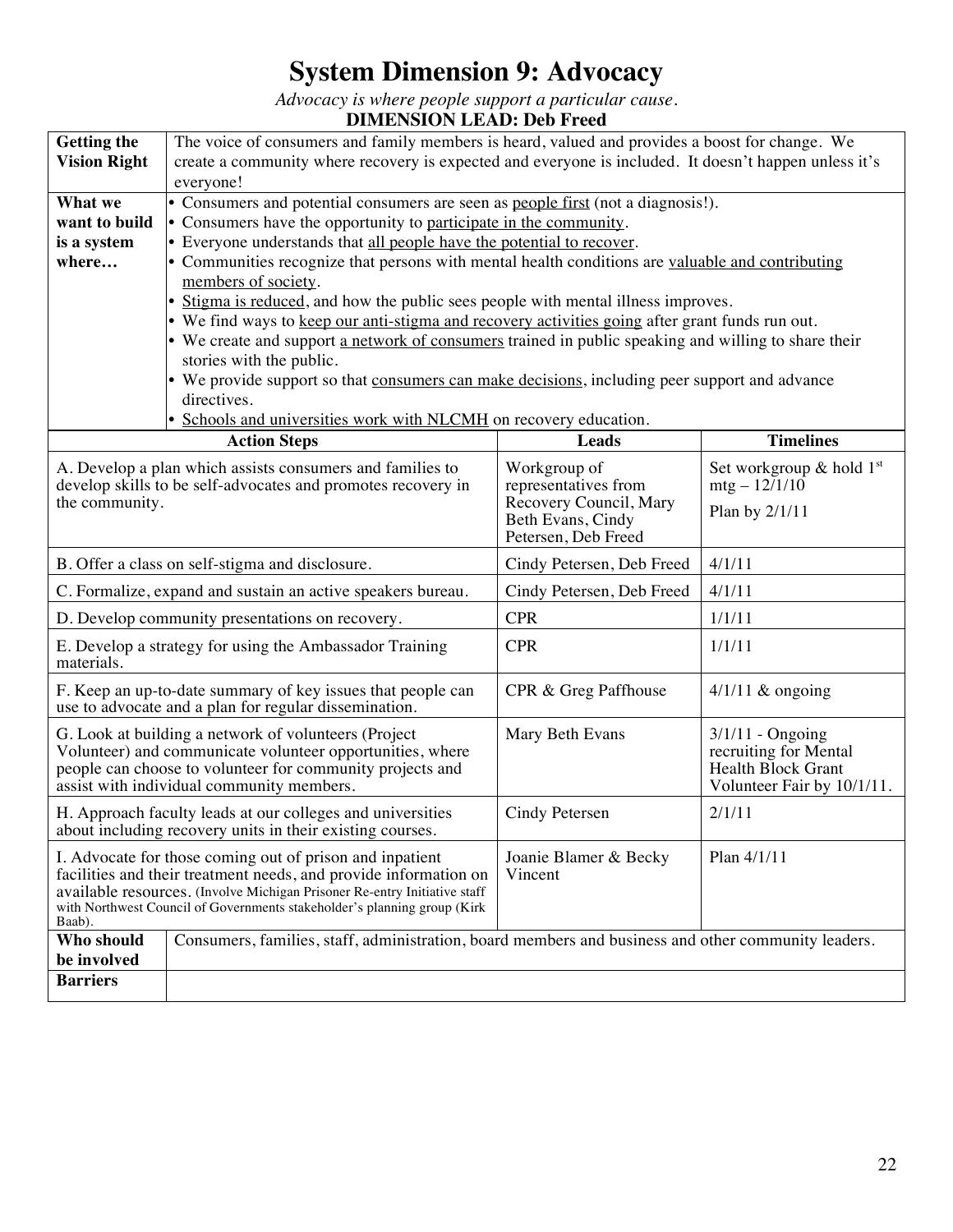# System Dimension 9: Advocacy

*Advocacy is where people support a particular cause.*

**DIMENSION LEAD: Deb Freed**

| | | | |
|---|---|---|---|
| **Getting the Vision Right** | The voice of consumers and family members is heard, valued and provides a boost for change. We create a community where recovery is expected and everyone is included. It doesn't happen unless it's everyone! | | |
| **What we want to build is a system where…** | • Consumers and potential consumers are seen as <u>people first</u> (not a diagnosis!).<br>• Consumers have the opportunity to <u>participate in the community</u>.<br>• Everyone understands that <u>all people have the potential to recover</u>.<br>• Communities recognize that persons with mental health conditions are <u>valuable and contributing members of society</u>.<br>• <u>Stigma is reduced</u>, and how the public sees people with mental illness improves.<br>• We find ways to <u>keep our anti-stigma and recovery activities going</u> after grant funds run out.<br>• We create and support <u>a network of consumers</u> trained in public speaking and willing to share their stories with the public.<br>• We provide support so that <u>consumers can make decisions</u>, including peer support and advance directives.<br>• <u>Schools and universities work with NLCMH</u> on recovery education. | | |
| **Action Steps** | | **Leads** | **Timelines** |
| A. Develop a plan which assists consumers and families to develop skills to be self-advocates and promotes recovery in the community. | | Workgroup of representatives from Recovery Council, Mary Beth Evans, Cindy Petersen, Deb Freed | Set workgroup & hold 1st mtg – 12/1/10<br><br>Plan by 2/1/11 |
| B. Offer a class on self-stigma and disclosure. | | Cindy Petersen, Deb Freed | 4/1/11 |
| C. Formalize, expand and sustain an active speakers bureau. | | Cindy Petersen, Deb Freed | 4/1/11 |
| D. Develop community presentations on recovery. | | CPR | 1/1/11 |
| E. Develop a strategy for using the Ambassador Training materials. | | CPR | 1/1/11 |
| F. Keep an up-to-date summary of key issues that people can use to advocate and a plan for regular dissemination. | | CPR & Greg Paffhouse | 4/1/11 & ongoing |
| G. Look at building a network of volunteers (Project Volunteer) and communicate volunteer opportunities, where people can choose to volunteer for community projects and assist with individual community members. | | Mary Beth Evans | 3/1/11 - Ongoing recruiting for Mental Health Block Grant Volunteer Fair by 10/1/11. |
| H. Approach faculty leads at our colleges and universities about including recovery units in their existing courses. | | Cindy Petersen | 2/1/11 |
| I. Advocate for those coming out of prison and inpatient facilities and their treatment needs, and provide information on available resources. (Involve Michigan Prisoner Re-entry Initiative staff with Northwest Council of Governments stakeholder's planning group (Kirk Baab). | | Joanie Blamer & Becky Vincent | Plan 4/1/11 |
| **Who should be involved** | Consumers, families, staff, administration, board members and business and other community leaders. | | |
| **Barriers** | | | |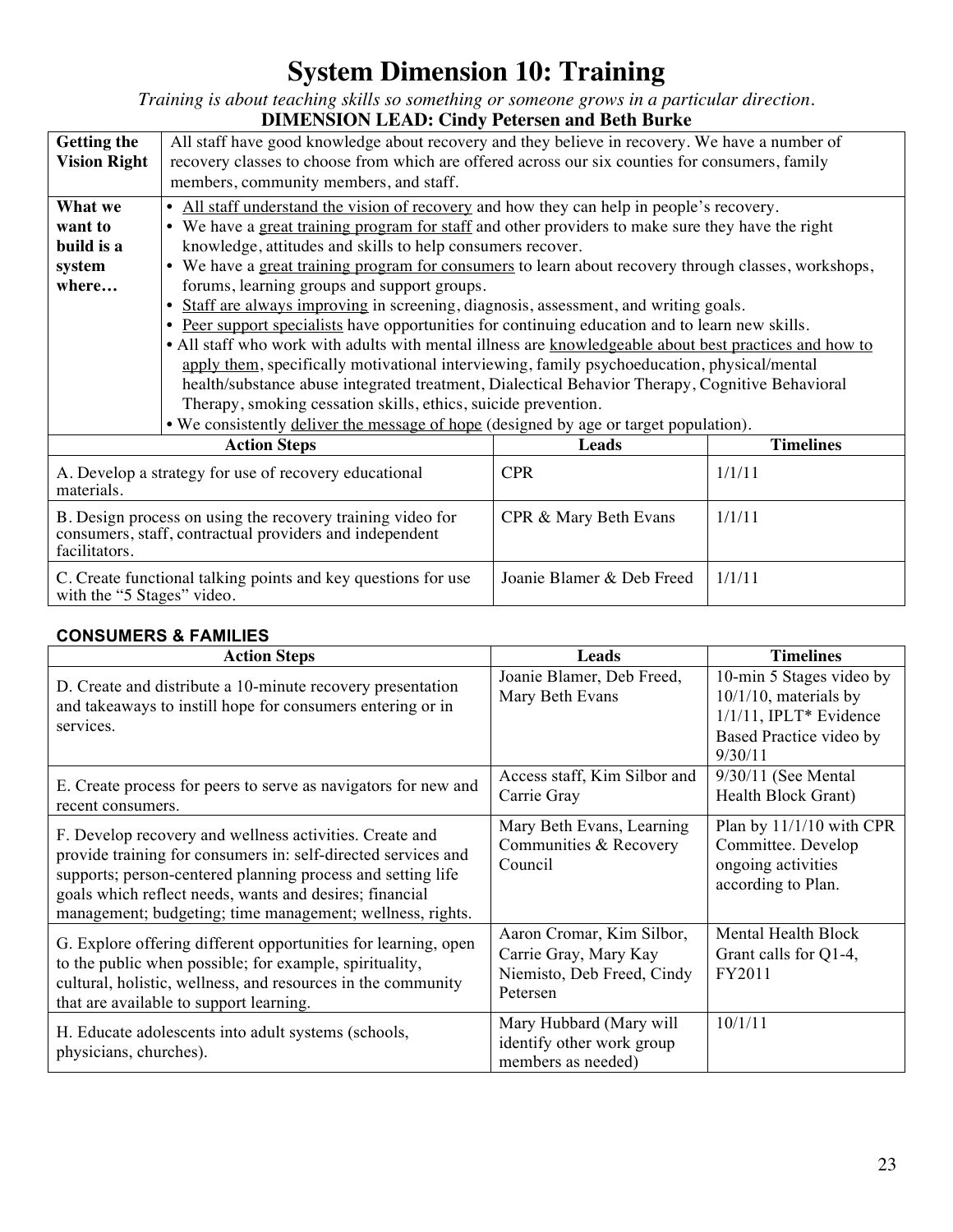# System Dimension 10: Training

*Training is about teaching skills so something or someone grows in a particular direction.*

**DIMENSION LEAD: Cindy Petersen and Beth Burke**

| | |
|---|---|
| **Getting the Vision Right** | All staff have good knowledge about recovery and they believe in recovery. We have a number of recovery classes to choose from which are offered across our six counties for consumers, family members, community members, and staff. |
| **What we want to build is a system where…** | • <u>All staff understand the vision of recovery</u> and how they can help in people's recovery.<br>• We have a <u>great training program for staff</u> and other providers to make sure they have the right knowledge, attitudes and skills to help consumers recover.<br>• We have a <u>great training program for consumers</u> to learn about recovery through classes, workshops, forums, learning groups and support groups.<br>• <u>Staff are always improving</u> in screening, diagnosis, assessment, and writing goals.<br>• <u>Peer support specialists</u> have opportunities for continuing education and to learn new skills.<br>• All staff who work with adults with mental illness are <u>knowledgeable about best practices and how to apply them</u>, specifically motivational interviewing, family psychoeducation, physical/mental health/substance abuse integrated treatment, Dialectical Behavior Therapy, Cognitive Behavioral Therapy, smoking cessation skills, ethics, suicide prevention.<br>• We consistently <u>deliver the message of hope</u> (designed by age or target population). |

| Action Steps | Leads | Timelines |
|---|---|---|
| A. Develop a strategy for use of recovery educational materials. | CPR | 1/1/11 |
| B. Design process on using the recovery training video for consumers, staff, contractual providers and independent facilitators. | CPR & Mary Beth Evans | 1/1/11 |
| C. Create functional talking points and key questions for use with the "5 Stages" video. | Joanie Blamer & Deb Freed | 1/1/11 |

### CONSUMERS & FAMILIES

| Action Steps | Leads | Timelines |
|---|---|---|
| D. Create and distribute a 10-minute recovery presentation and takeaways to instill hope for consumers entering or in services. | Joanie Blamer, Deb Freed, Mary Beth Evans | 10-min 5 Stages video by 10/1/10, materials by 1/1/11, IPLT* Evidence Based Practice video by 9/30/11 |
| E. Create process for peers to serve as navigators for new and recent consumers. | Access staff, Kim Silbor and Carrie Gray | 9/30/11 (See Mental Health Block Grant) |
| F. Develop recovery and wellness activities. Create and provide training for consumers in: self-directed services and supports; person-centered planning process and setting life goals which reflect needs, wants and desires; financial management; budgeting; time management; wellness, rights. | Mary Beth Evans, Learning Communities & Recovery Council | Plan by 11/1/10 with CPR Committee. Develop ongoing activities according to Plan. |
| G. Explore offering different opportunities for learning, open to the public when possible; for example, spirituality, cultural, holistic, wellness, and resources in the community that are available to support learning. | Aaron Cromar, Kim Silbor, Carrie Gray, Mary Kay Niemisto, Deb Freed, Cindy Petersen | Mental Health Block Grant calls for Q1-4, FY2011 |
| H. Educate adolescents into adult systems (schools, physicians, churches). | Mary Hubbard (Mary will identify other work group members as needed) | 10/1/11 |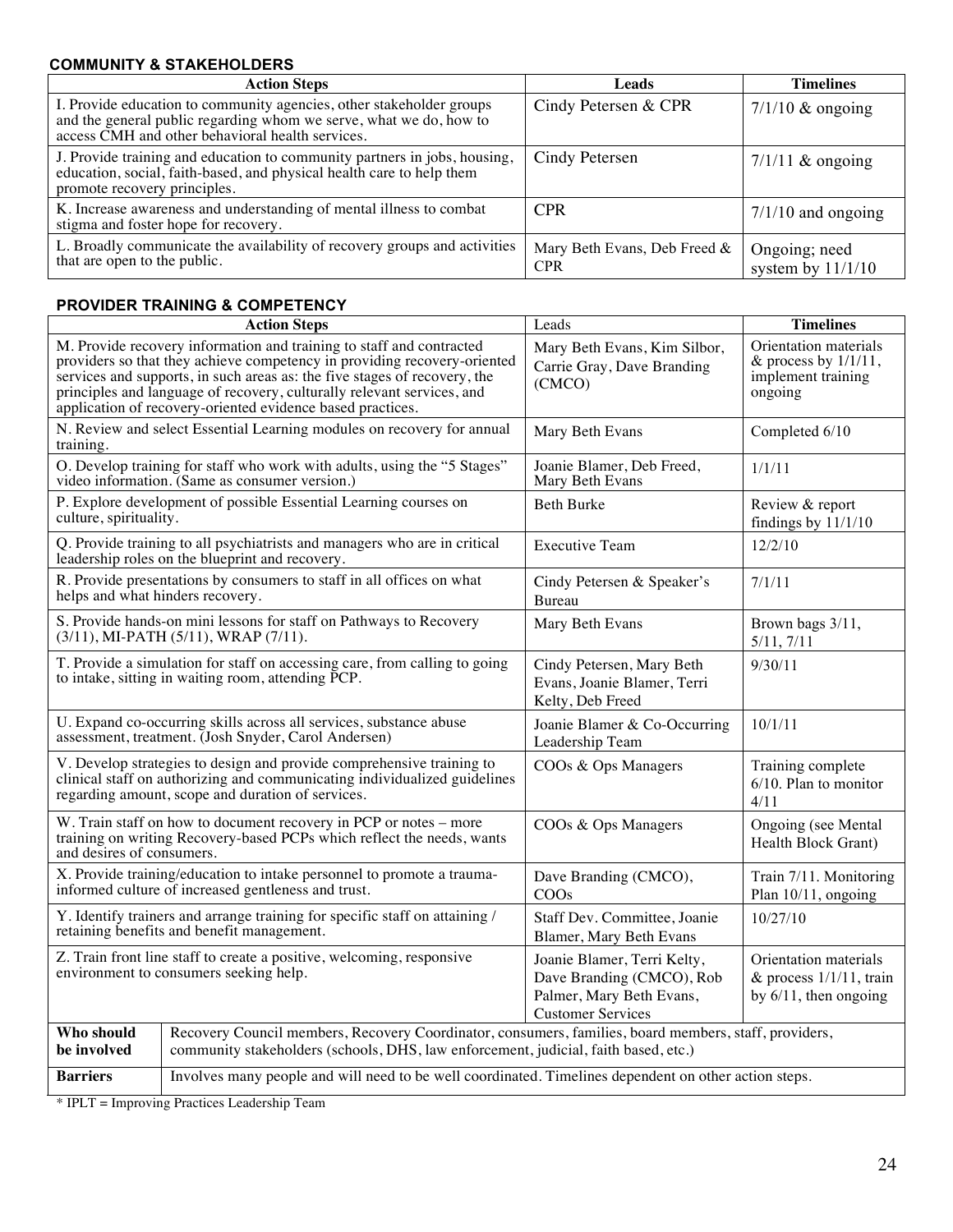**COMMUNITY & STAKEHOLDERS**

| Action Steps | Leads | Timelines |
|---|---|---|
| I. Provide education to community agencies, other stakeholder groups and the general public regarding whom we serve, what we do, how to access CMH and other behavioral health services. | Cindy Petersen & CPR | 7/1/10 & ongoing |
| J. Provide training and education to community partners in jobs, housing, education, social, faith-based, and physical health care to help them promote recovery principles. | Cindy Petersen | 7/1/11 & ongoing |
| K. Increase awareness and understanding of mental illness to combat stigma and foster hope for recovery. | CPR | 7/1/10 and ongoing |
| L. Broadly communicate the availability of recovery groups and activities that are open to the public. | Mary Beth Evans, Deb Freed & CPR | Ongoing; need system by 11/1/10 |

**PROVIDER TRAINING & COMPETENCY**

| Action Steps | | Leads | Timelines |
|---|---|---|---|
| M. Provide recovery information and training to staff and contracted providers so that they achieve competency in providing recovery-oriented services and supports, in such areas as: the five stages of recovery, the principles and language of recovery, culturally relevant services, and application of recovery-oriented evidence based practices. | | Mary Beth Evans, Kim Silbor, Carrie Gray, Dave Branding (CMCO) | Orientation materials & process by 1/1/11, implement training ongoing |
| N. Review and select Essential Learning modules on recovery for annual training. | | Mary Beth Evans | Completed 6/10 |
| O. Develop training for staff who work with adults, using the "5 Stages" video information. (Same as consumer version.) | | Joanie Blamer, Deb Freed, Mary Beth Evans | 1/1/11 |
| P. Explore development of possible Essential Learning courses on culture, spirituality. | | Beth Burke | Review & report findings by 11/1/10 |
| Q. Provide training to all psychiatrists and managers who are in critical leadership roles on the blueprint and recovery. | | Executive Team | 12/2/10 |
| R. Provide presentations by consumers to staff in all offices on what helps and what hinders recovery. | | Cindy Petersen & Speaker's Bureau | 7/1/11 |
| S. Provide hands-on mini lessons for staff on Pathways to Recovery (3/11), MI-PATH (5/11), WRAP (7/11). | | Mary Beth Evans | Brown bags 3/11, 5/11, 7/11 |
| T. Provide a simulation for staff on accessing care, from calling to going to intake, sitting in waiting room, attending PCP. | | Cindy Petersen, Mary Beth Evans, Joanie Blamer, Terri Kelty, Deb Freed | 9/30/11 |
| U. Expand co-occurring skills across all services, substance abuse assessment, treatment. (Josh Snyder, Carol Andersen) | | Joanie Blamer & Co-Occurring Leadership Team | 10/1/11 |
| V. Develop strategies to design and provide comprehensive training to clinical staff on authorizing and communicating individualized guidelines regarding amount, scope and duration of services. | | COOs & Ops Managers | Training complete 6/10. Plan to monitor 4/11 |
| W. Train staff on how to document recovery in PCP or notes – more training on writing Recovery-based PCPs which reflect the needs, wants and desires of consumers. | | COOs & Ops Managers | Ongoing (see Mental Health Block Grant) |
| X. Provide training/education to intake personnel to promote a trauma-informed culture of increased gentleness and trust. | | Dave Branding (CMCO), COOs | Train 7/11. Monitoring Plan 10/11, ongoing |
| Y. Identify trainers and arrange training for specific staff on attaining / retaining benefits and benefit management. | | Staff Dev. Committee, Joanie Blamer, Mary Beth Evans | 10/27/10 |
| Z. Train front line staff to create a positive, welcoming, responsive environment to consumers seeking help. | | Joanie Blamer, Terri Kelty, Dave Branding (CMCO), Rob Palmer, Mary Beth Evans, Customer Services | Orientation materials & process 1/1/11, train by 6/11, then ongoing |
| **Who should be involved** | Recovery Council members, Recovery Coordinator, consumers, families, board members, staff, providers, community stakeholders (schools, DHS, law enforcement, judicial, faith based, etc.) | | |
| **Barriers** | Involves many people and will need to be well coordinated. Timelines dependent on other action steps. | | |

* IPLT = Improving Practices Leadership Team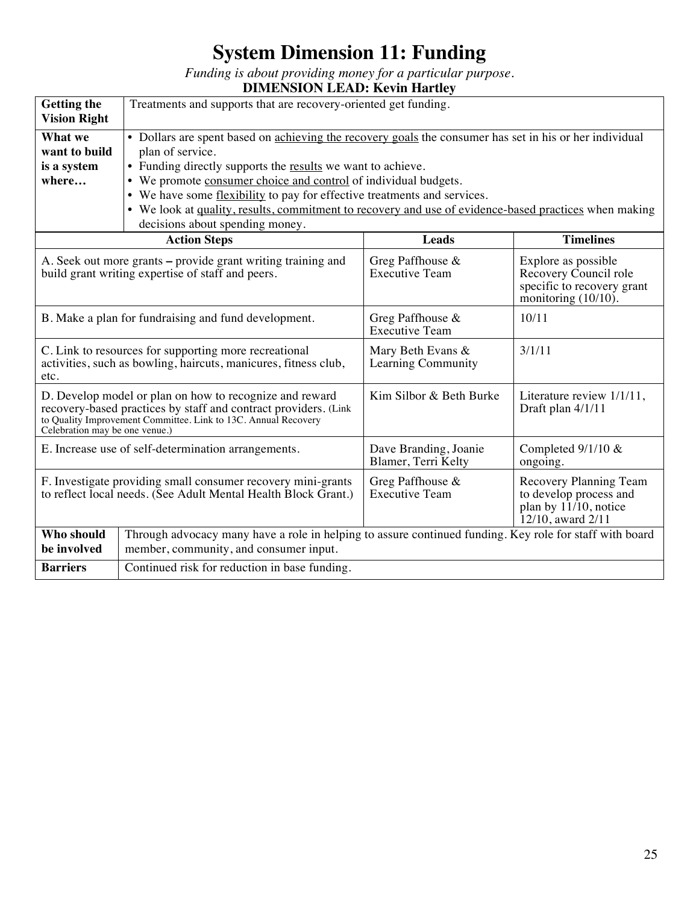# System Dimension 11: Funding

*Funding is about providing money for a particular purpose.*

**DIMENSION LEAD: Kevin Hartley**

| **Getting the Vision Right** | Treatments and supports that are recovery-oriented get funding. |
|---|---|
| **What we want to build is a system where…** | • Dollars are spent based on <u>achieving the recovery goals</u> the consumer has set in his or her individual plan of service.<br>• Funding directly supports the <u>results</u> we want to achieve.<br>• We promote <u>consumer choice and control</u> of individual budgets.<br>• We have some <u>flexibility</u> to pay for effective treatments and services.<br>• We look at <u>quality, results, commitment to recovery and use of evidence-based practices</u> when making decisions about spending money. |

| Action Steps | Leads | Timelines |
|---|---|---|
| A. Seek out more grants – provide grant writing training and build grant writing expertise of staff and peers. | Greg Paffhouse & Executive Team | Explore as possible Recovery Council role specific to recovery grant monitoring (10/10). |
| B. Make a plan for fundraising and fund development. | Greg Paffhouse & Executive Team | 10/11 |
| C. Link to resources for supporting more recreational activities, such as bowling, haircuts, manicures, fitness club, etc. | Mary Beth Evans & Learning Community | 3/1/11 |
| D. Develop model or plan on how to recognize and reward recovery-based practices by staff and contract providers. (Link to Quality Improvement Committee. Link to 13C. Annual Recovery Celebration may be one venue.) | Kim Silbor & Beth Burke | Literature review 1/1/11, Draft plan 4/1/11 |
| E. Increase use of self-determination arrangements. | Dave Branding, Joanie Blamer, Terri Kelty | Completed 9/1/10 & ongoing. |
| F. Investigate providing small consumer recovery mini-grants to reflect local needs. (See Adult Mental Health Block Grant.) | Greg Paffhouse & Executive Team | Recovery Planning Team to develop process and plan by 11/10, notice 12/10, award 2/11 |

| **Who should be involved** | Through advocacy many have a role in helping to assure continued funding. Key role for staff with board member, community, and consumer input. |
|---|---|
| **Barriers** | Continued risk for reduction in base funding. |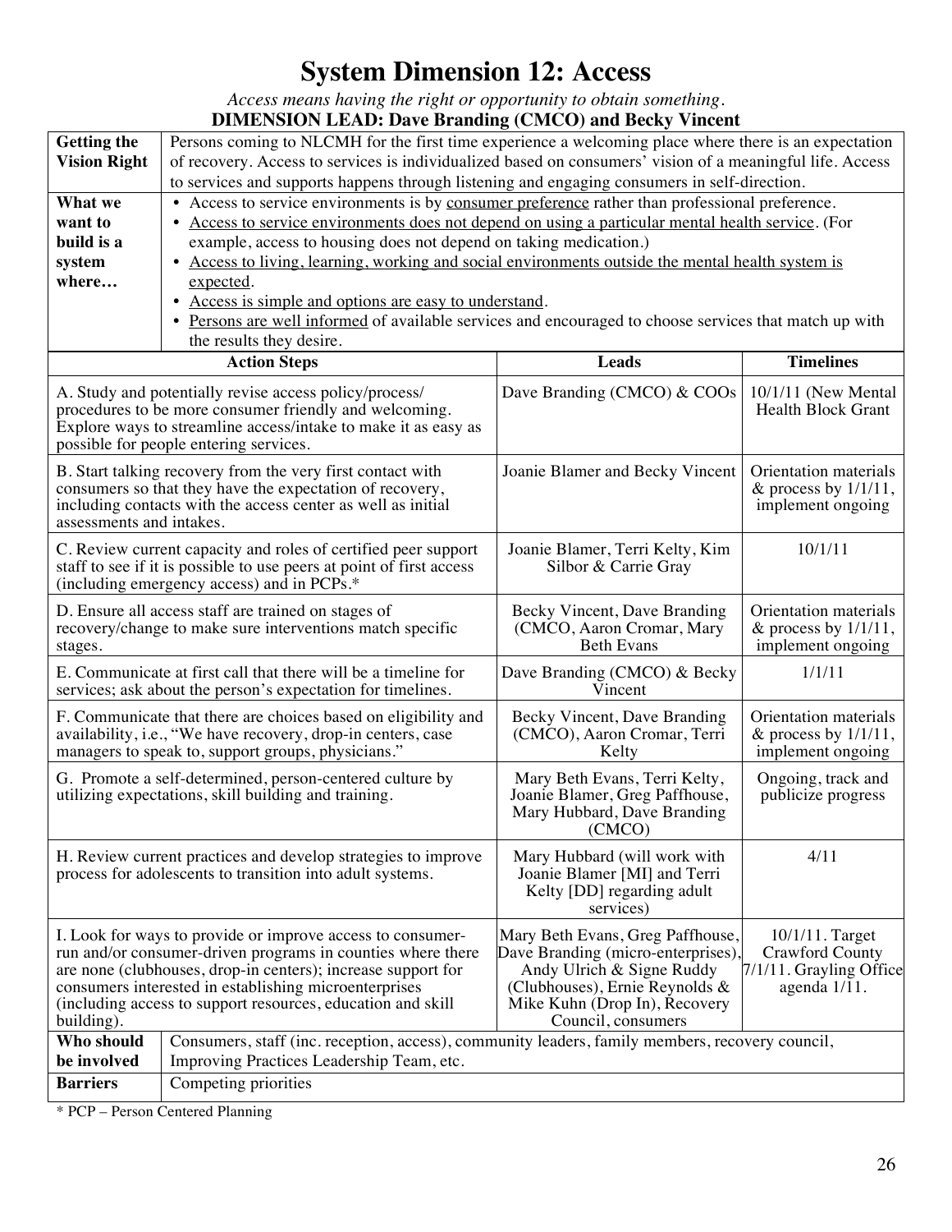# System Dimension 12: Access

*Access means having the right or opportunity to obtain something.*

**DIMENSION LEAD: Dave Branding (CMCO) and Becky Vincent**

| | |
|---|---|
| **Getting the Vision Right** | Persons coming to NLCMH for the first time experience a welcoming place where there is an expectation of recovery. Access to services is individualized based on consumers' vision of a meaningful life. Access to services and supports happens through listening and engaging consumers in self-direction. |
| **What we want to build is a system where…** | • Access to service environments is by consumer preference rather than professional preference.<br>• Access to service environments does not depend on using a particular mental health service. (For example, access to housing does not depend on taking medication.)<br>• Access to living, learning, working and social environments outside the mental health system is expected.<br>• Access is simple and options are easy to understand.<br>• Persons are well informed of available services and encouraged to choose services that match up with the results they desire. |

| Action Steps | Leads | Timelines |
|---|---|---|
| A. Study and potentially revise access policy/process/ procedures to be more consumer friendly and welcoming. Explore ways to streamline access/intake to make it as easy as possible for people entering services. | Dave Branding (CMCO) & COOs | 10/1/11 (New Mental Health Block Grant |
| B. Start talking recovery from the very first contact with consumers so that they have the expectation of recovery, including contacts with the access center as well as initial assessments and intakes. | Joanie Blamer and Becky Vincent | Orientation materials & process by 1/1/11, implement ongoing |
| C. Review current capacity and roles of certified peer support staff to see if it is possible to use peers at point of first access (including emergency access) and in PCPs.* | Joanie Blamer, Terri Kelty, Kim Silbor & Carrie Gray | 10/1/11 |
| D. Ensure all access staff are trained on stages of recovery/change to make sure interventions match specific stages. | Becky Vincent, Dave Branding (CMCO, Aaron Cromar, Mary Beth Evans | Orientation materials & process by 1/1/11, implement ongoing |
| E. Communicate at first call that there will be a timeline for services; ask about the person's expectation for timelines. | Dave Branding (CMCO) & Becky Vincent | 1/1/11 |
| F. Communicate that there are choices based on eligibility and availability, i.e., "We have recovery, drop-in centers, case managers to speak to, support groups, physicians." | Becky Vincent, Dave Branding (CMCO), Aaron Cromar, Terri Kelty | Orientation materials & process by 1/1/11, implement ongoing |
| G. Promote a self-determined, person-centered culture by utilizing expectations, skill building and training. | Mary Beth Evans, Terri Kelty, Joanie Blamer, Greg Paffhouse, Mary Hubbard, Dave Branding (CMCO) | Ongoing, track and publicize progress |
| H. Review current practices and develop strategies to improve process for adolescents to transition into adult systems. | Mary Hubbard (will work with Joanie Blamer [MI] and Terri Kelty [DD] regarding adult services) | 4/11 |
| I. Look for ways to provide or improve access to consumer-run and/or consumer-driven programs in counties where there are none (clubhouses, drop-in centers); increase support for consumers interested in establishing microenterprises (including access to support resources, education and skill building). | Mary Beth Evans, Greg Paffhouse, Dave Branding (micro-enterprises), Andy Ulrich & Signe Ruddy (Clubhouses), Ernie Reynolds & Mike Kuhn (Drop In), Recovery Council, consumers | 10/1/11. Target Crawford County 7/1/11. Grayling Office agenda 1/11. |

| | |
|---|---|
| **Who should be involved** | Consumers, staff (inc. reception, access), community leaders, family members, recovery council, Improving Practices Leadership Team, etc. |
| **Barriers** | Competing priorities |

\* PCP – Person Centered Planning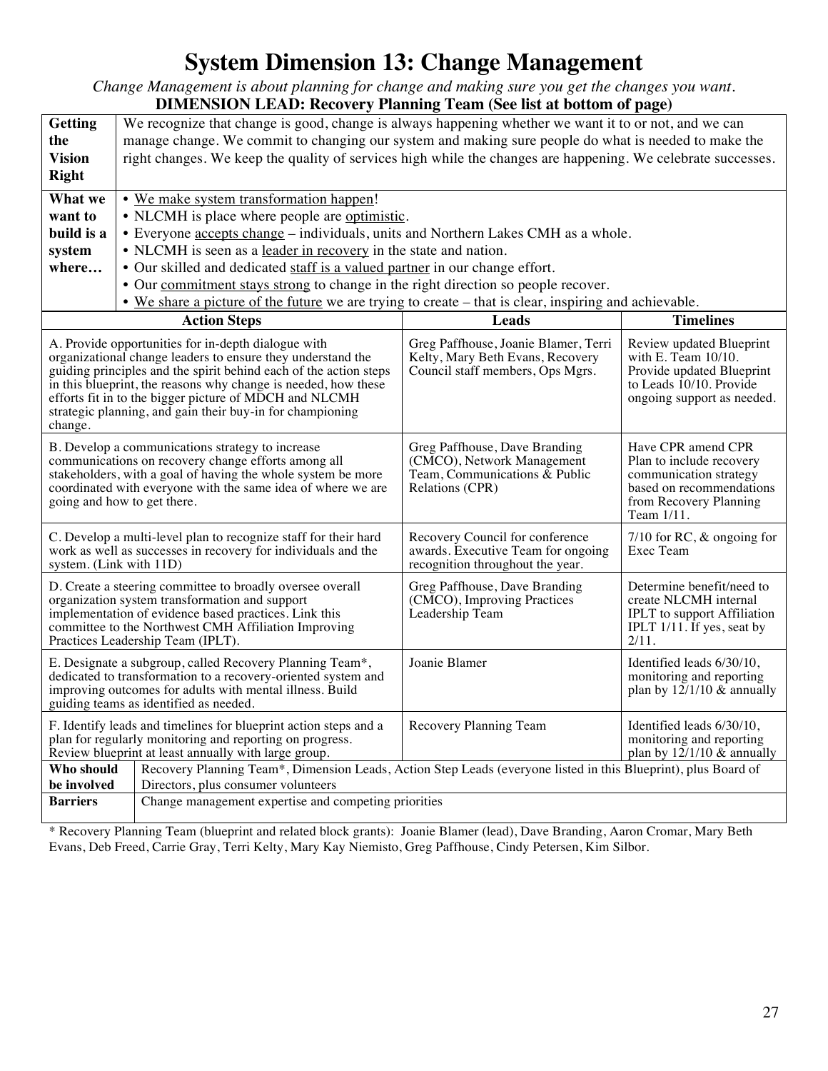# System Dimension 13: Change Management

*Change Management is about planning for change and making sure you get the changes you want.*

**DIMENSION LEAD: Recovery Planning Team (See list at bottom of page)**

| | |
|---|---|
| **Getting the Vision Right** | We recognize that change is good, change is always happening whether we want it to or not, and we can manage change. We commit to changing our system and making sure people do what is needed to make the right changes. We keep the quality of services high while the changes are happening. We celebrate successes. |
| **What we want to build is a system where…** | • <u>We make system transformation happen</u>!<br>• NLCMH is place where people are <u>optimistic</u>.<br>• Everyone <u>accepts change</u> – individuals, units and Northern Lakes CMH as a whole.<br>• NLCMH is seen as a <u>leader in recovery</u> in the state and nation.<br>• Our skilled and dedicated <u>staff is a valued partner</u> in our change effort.<br>• Our <u>commitment stays strong</u> to change in the right direction so people recover.<br>• <u>We share a picture of the future</u> we are trying to create – that is clear, inspiring and achievable. |

| Action Steps | Leads | Timelines |
|---|---|---|
| A. Provide opportunities for in-depth dialogue with organizational change leaders to ensure they understand the guiding principles and the spirit behind each of the action steps in this blueprint, the reasons why change is needed, how these efforts fit in to the bigger picture of MDCH and NLCMH strategic planning, and gain their buy-in for championing change. | Greg Paffhouse, Joanie Blamer, Terri Kelty, Mary Beth Evans, Recovery Council staff members, Ops Mgrs. | Review updated Blueprint with E. Team 10/10. Provide updated Blueprint to Leads 10/10. Provide ongoing support as needed. |
| B. Develop a communications strategy to increase communications on recovery change efforts among all stakeholders, with a goal of having the whole system be more coordinated with everyone with the same idea of where we are going and how to get there. | Greg Paffhouse, Dave Branding (CMCO), Network Management Team, Communications & Public Relations (CPR) | Have CPR amend CPR Plan to include recovery communication strategy based on recommendations from Recovery Planning Team 1/11. |
| C. Develop a multi-level plan to recognize staff for their hard work as well as successes in recovery for individuals and the system. (Link with 11D) | Recovery Council for conference awards. Executive Team for ongoing recognition throughout the year. | 7/10 for RC, & ongoing for Exec Team |
| D. Create a steering committee to broadly oversee overall organization system transformation and support implementation of evidence based practices. Link this committee to the Northwest CMH Affiliation Improving Practices Leadership Team (IPLT). | Greg Paffhouse, Dave Branding (CMCO), Improving Practices Leadership Team | Determine benefit/need to create NLCMH internal IPLT to support Affiliation IPLT 1/11. If yes, seat by 2/11. |
| E. Designate a subgroup, called Recovery Planning Team*, dedicated to transformation to a recovery-oriented system and improving outcomes for adults with mental illness. Build guiding teams as identified as needed. | Joanie Blamer | Identified leads 6/30/10, monitoring and reporting plan by 12/1/10 & annually |
| F. Identify leads and timelines for blueprint action steps and a plan for regularly monitoring and reporting on progress. Review blueprint at least annually with large group. | Recovery Planning Team | Identified leads 6/30/10, monitoring and reporting plan by 12/1/10 & annually |

| | |
|---|---|
| **Who should be involved** | Recovery Planning Team*, Dimension Leads, Action Step Leads (everyone listed in this Blueprint), plus Board of Directors, plus consumer volunteers |
| **Barriers** | Change management expertise and competing priorities |

\* Recovery Planning Team (blueprint and related block grants): Joanie Blamer (lead), Dave Branding, Aaron Cromar, Mary Beth Evans, Deb Freed, Carrie Gray, Terri Kelty, Mary Kay Niemisto, Greg Paffhouse, Cindy Petersen, Kim Silbor.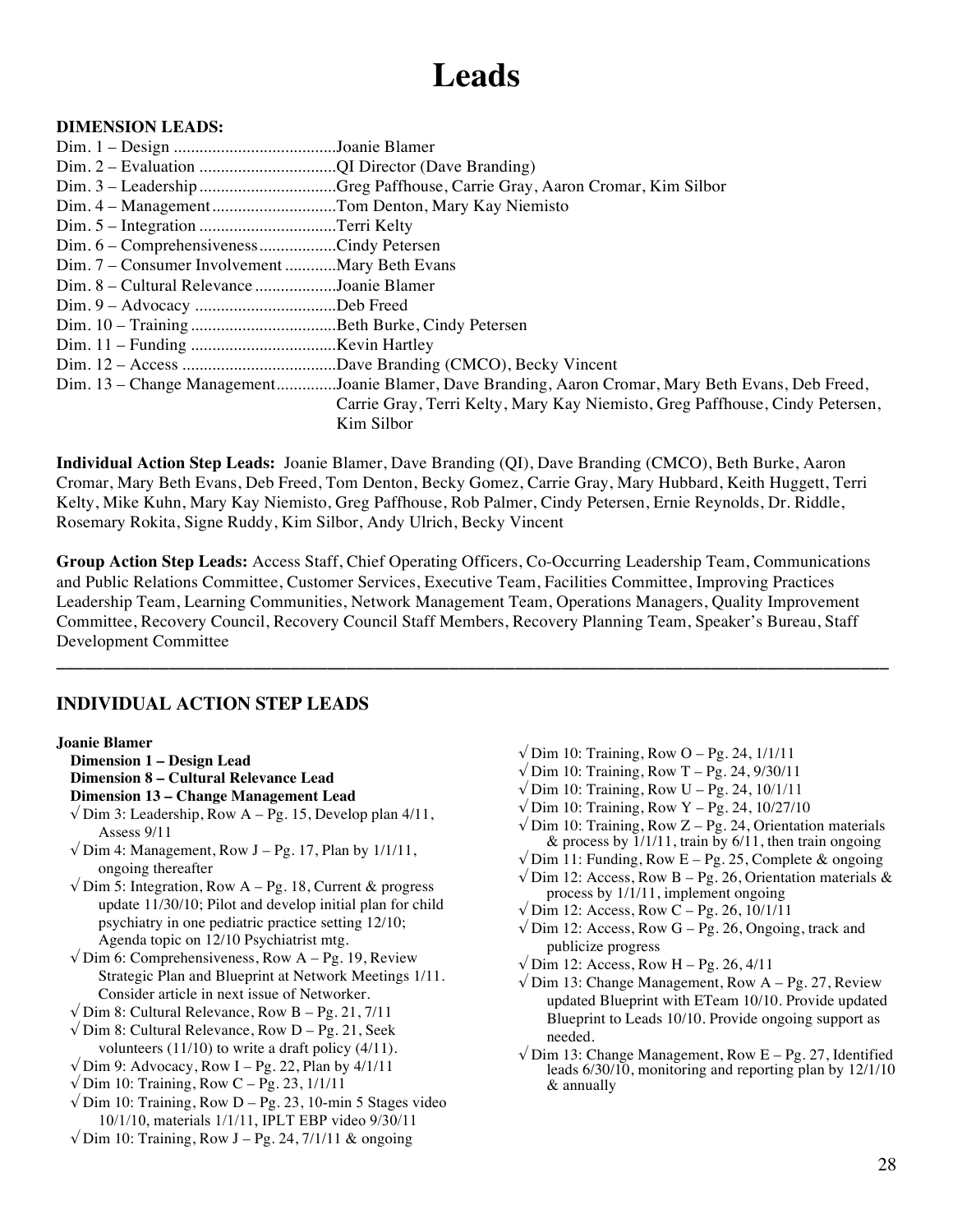# Leads

**DIMENSION LEADS:**

Dim. 1 – Design ......................................Joanie Blamer
Dim. 2 – Evaluation ................................QI Director (Dave Branding)
Dim. 3 – Leadership ................................Greg Paffhouse, Carrie Gray, Aaron Cromar, Kim Silbor
Dim. 4 – Management .............................Tom Denton, Mary Kay Niemisto
Dim. 5 – Integration ................................Terri Kelty
Dim. 6 – Comprehensiveness..................Cindy Petersen
Dim. 7 – Consumer Involvement ............Mary Beth Evans
Dim. 8 – Cultural Relevance ...................Joanie Blamer
Dim. 9 – Advocacy .................................Deb Freed
Dim. 10 – Training ..................................Beth Burke, Cindy Petersen
Dim. 11 – Funding ..................................Kevin Hartley
Dim. 12 – Access ....................................Dave Branding (CMCO), Becky Vincent
Dim. 13 – Change Management..............Joanie Blamer, Dave Branding, Aaron Cromar, Mary Beth Evans, Deb Freed, Carrie Gray, Terri Kelty, Mary Kay Niemisto, Greg Paffhouse, Cindy Petersen, Kim Silbor

**Individual Action Step Leads:** Joanie Blamer, Dave Branding (QI), Dave Branding (CMCO), Beth Burke, Aaron Cromar, Mary Beth Evans, Deb Freed, Tom Denton, Becky Gomez, Carrie Gray, Mary Hubbard, Keith Huggett, Terri Kelty, Mike Kuhn, Mary Kay Niemisto, Greg Paffhouse, Rob Palmer, Cindy Petersen, Ernie Reynolds, Dr. Riddle, Rosemary Rokita, Signe Ruddy, Kim Silbor, Andy Ulrich, Becky Vincent

**Group Action Step Leads:** Access Staff, Chief Operating Officers, Co-Occurring Leadership Team, Communications and Public Relations Committee, Customer Services, Executive Team, Facilities Committee, Improving Practices Leadership Team, Learning Communities, Network Management Team, Operations Managers, Quality Improvement Committee, Recovery Council, Recovery Council Staff Members, Recovery Planning Team, Speaker's Bureau, Staff Development Committee

---

## INDIVIDUAL ACTION STEP LEADS

**Joanie Blamer**

**Dimension 1 – Design Lead**
**Dimension 8 – Cultural Relevance Lead**
**Dimension 13 – Change Management Lead**

- √ Dim 3: Leadership, Row A – Pg. 15, Develop plan 4/11, Assess 9/11
- √ Dim 4: Management, Row J – Pg. 17, Plan by 1/1/11, ongoing thereafter
- √ Dim 5: Integration, Row A – Pg. 18, Current & progress update 11/30/10; Pilot and develop initial plan for child psychiatry in one pediatric practice setting 12/10; Agenda topic on 12/10 Psychiatrist mtg.
- √ Dim 6: Comprehensiveness, Row A – Pg. 19, Review Strategic Plan and Blueprint at Network Meetings 1/11. Consider article in next issue of Networker.
- √ Dim 8: Cultural Relevance, Row B – Pg. 21, 7/11
- √ Dim 8: Cultural Relevance, Row D – Pg. 21, Seek volunteers (11/10) to write a draft policy (4/11).
- √ Dim 9: Advocacy, Row I – Pg. 22, Plan by 4/1/11
- √ Dim 10: Training, Row C – Pg. 23, 1/1/11
- √ Dim 10: Training, Row D – Pg. 23, 10-min 5 Stages video 10/1/10, materials 1/1/11, IPLT EBP video 9/30/11
- √ Dim 10: Training, Row J – Pg. 24, 7/1/11 & ongoing
- √ Dim 10: Training, Row O – Pg. 24, 1/1/11
- √ Dim 10: Training, Row T – Pg. 24, 9/30/11
- √ Dim 10: Training, Row U – Pg. 24, 10/1/11
- √ Dim 10: Training, Row Y – Pg. 24, 10/27/10
- √ Dim 10: Training, Row Z – Pg. 24, Orientation materials & process by 1/1/11, train by 6/11, then train ongoing
- √ Dim 11: Funding, Row E – Pg. 25, Complete & ongoing
- √ Dim 12: Access, Row B – Pg. 26, Orientation materials & process by 1/1/11, implement ongoing
- √ Dim 12: Access, Row C – Pg. 26, 10/1/11
- √ Dim 12: Access, Row G – Pg. 26, Ongoing, track and publicize progress
- √ Dim 12: Access, Row H – Pg. 26, 4/11
- √ Dim 13: Change Management, Row A – Pg. 27, Review updated Blueprint with ETeam 10/10. Provide updated Blueprint to Leads 10/10. Provide ongoing support as needed.
- √ Dim 13: Change Management, Row E – Pg. 27, Identified leads 6/30/10, monitoring and reporting plan by 12/1/10 & annually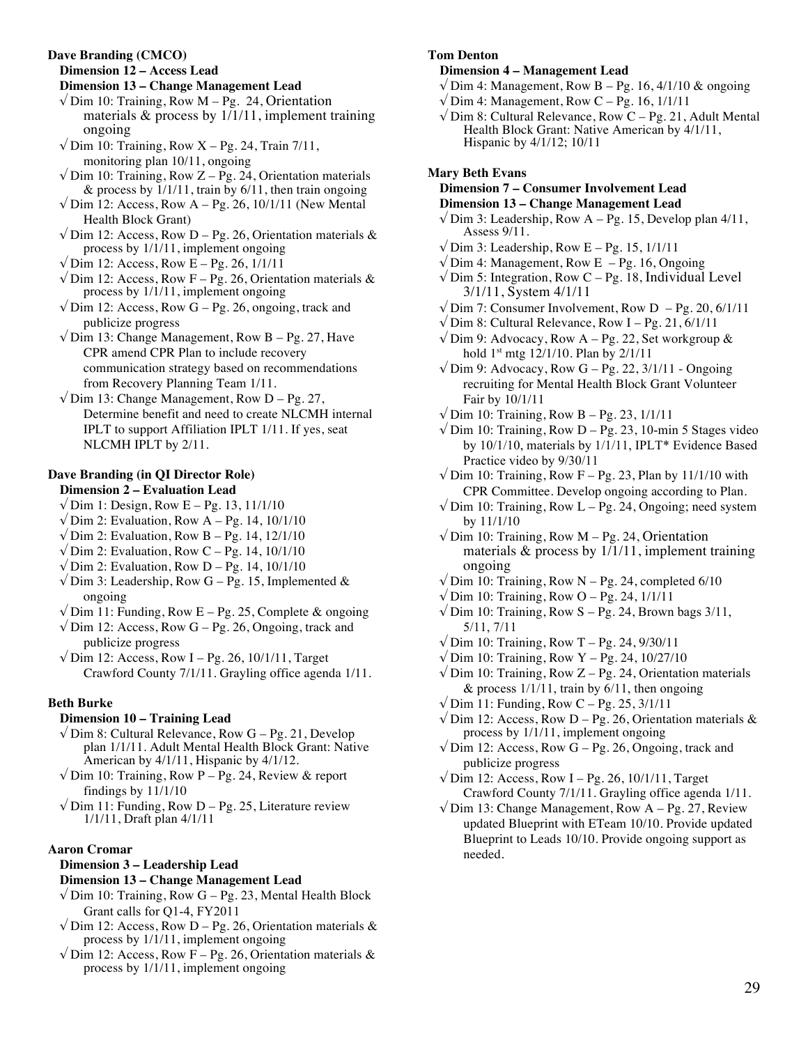**Dave Branding (CMCO)**

**Dimension 12 – Access Lead**

**Dimension 13 – Change Management Lead**

- √ Dim 10: Training, Row M – Pg. 24, Orientation materials & process by 1/1/11, implement training ongoing
- √ Dim 10: Training, Row X – Pg. 24, Train 7/11, monitoring plan 10/11, ongoing
- √ Dim 10: Training, Row Z – Pg. 24, Orientation materials & process by 1/1/11, train by 6/11, then train ongoing
- √ Dim 12: Access, Row A – Pg. 26, 10/1/11 (New Mental Health Block Grant)
- √ Dim 12: Access, Row D – Pg. 26, Orientation materials & process by 1/1/11, implement ongoing
- √ Dim 12: Access, Row E – Pg. 26, 1/1/11
- √ Dim 12: Access, Row F – Pg. 26, Orientation materials & process by 1/1/11, implement ongoing
- √ Dim 12: Access, Row G – Pg. 26, ongoing, track and publicize progress
- √ Dim 13: Change Management, Row B – Pg. 27, Have CPR amend CPR Plan to include recovery communication strategy based on recommendations from Recovery Planning Team 1/11.
- √ Dim 13: Change Management, Row D – Pg. 27, Determine benefit and need to create NLCMH internal IPLT to support Affiliation IPLT 1/11. If yes, seat NLCMH IPLT by 2/11.

**Dave Branding (in QI Director Role)**

**Dimension 2 – Evaluation Lead**

- √ Dim 1: Design, Row E – Pg. 13, 11/1/10
- √ Dim 2: Evaluation, Row A – Pg. 14, 10/1/10
- √ Dim 2: Evaluation, Row B – Pg. 14, 12/1/10
- √ Dim 2: Evaluation, Row C – Pg. 14, 10/1/10
- √ Dim 2: Evaluation, Row D – Pg. 14, 10/1/10
- √ Dim 3: Leadership, Row G – Pg. 15, Implemented & ongoing
- √ Dim 11: Funding, Row E – Pg. 25, Complete & ongoing
- √ Dim 12: Access, Row G – Pg. 26, Ongoing, track and publicize progress
- √ Dim 12: Access, Row I – Pg. 26, 10/1/11, Target Crawford County 7/1/11. Grayling office agenda 1/11.

**Beth Burke**

**Dimension 10 – Training Lead**

- √ Dim 8: Cultural Relevance, Row G – Pg. 21, Develop plan 1/1/11. Adult Mental Health Block Grant: Native American by 4/1/11, Hispanic by 4/1/12.
- √ Dim 10: Training, Row P – Pg. 24, Review & report findings by 11/1/10
- √ Dim 11: Funding, Row D – Pg. 25, Literature review 1/1/11, Draft plan 4/1/11

**Aaron Cromar**

**Dimension 3 – Leadership Lead**

**Dimension 13 – Change Management Lead**

- √ Dim 10: Training, Row G – Pg. 23, Mental Health Block Grant calls for Q1-4, FY2011
- √ Dim 12: Access, Row D – Pg. 26, Orientation materials & process by 1/1/11, implement ongoing
- √ Dim 12: Access, Row F – Pg. 26, Orientation materials & process by 1/1/11, implement ongoing

**Tom Denton**

**Dimension 4 – Management Lead**

- √ Dim 4: Management, Row B – Pg. 16, 4/1/10 & ongoing
- √ Dim 4: Management, Row C – Pg. 16, 1/1/11
- √ Dim 8: Cultural Relevance, Row C – Pg. 21, Adult Mental Health Block Grant: Native American by 4/1/11, Hispanic by 4/1/12; 10/11

**Mary Beth Evans**

**Dimension 7 – Consumer Involvement Lead**

**Dimension 13 – Change Management Lead**

- √ Dim 3: Leadership, Row A – Pg. 15, Develop plan 4/11, Assess 9/11.
- √ Dim 3: Leadership, Row E – Pg. 15, 1/1/11
- √ Dim 4: Management, Row E – Pg. 16, Ongoing
- √ Dim 5: Integration, Row C – Pg. 18, Individual Level 3/1/11, System 4/1/11
- √ Dim 7: Consumer Involvement, Row D – Pg. 20, 6/1/11
- √ Dim 8: Cultural Relevance, Row I – Pg. 21, 6/1/11
- √ Dim 9: Advocacy, Row A – Pg. 22, Set workgroup & hold 1st mtg 12/1/10. Plan by 2/1/11
- √ Dim 9: Advocacy, Row G – Pg. 22, 3/1/11 - Ongoing recruiting for Mental Health Block Grant Volunteer Fair by 10/1/11
- √ Dim 10: Training, Row B – Pg. 23, 1/1/11
- √ Dim 10: Training, Row D – Pg. 23, 10-min 5 Stages video by 10/1/10, materials by 1/1/11, IPLT* Evidence Based Practice video by 9/30/11
- √ Dim 10: Training, Row F – Pg. 23, Plan by 11/1/10 with CPR Committee. Develop ongoing according to Plan.
- √ Dim 10: Training, Row L – Pg. 24, Ongoing; need system by 11/1/10
- √ Dim 10: Training, Row M – Pg. 24, Orientation materials & process by 1/1/11, implement training ongoing
- √ Dim 10: Training, Row N – Pg. 24, completed 6/10
- √ Dim 10: Training, Row O – Pg. 24, 1/1/11
- √ Dim 10: Training, Row S – Pg. 24, Brown bags 3/11, 5/11, 7/11
- √ Dim 10: Training, Row T – Pg. 24, 9/30/11
- √ Dim 10: Training, Row Y – Pg. 24, 10/27/10
- √ Dim 10: Training, Row Z – Pg. 24, Orientation materials & process 1/1/11, train by 6/11, then ongoing
- √ Dim 11: Funding, Row C – Pg. 25, 3/1/11
- √ Dim 12: Access, Row D – Pg. 26, Orientation materials & process by 1/1/11, implement ongoing
- √ Dim 12: Access, Row G – Pg. 26, Ongoing, track and publicize progress
- √ Dim 12: Access, Row I – Pg. 26, 10/1/11, Target Crawford County 7/1/11. Grayling office agenda 1/11.
- √ Dim 13: Change Management, Row A – Pg. 27, Review updated Blueprint with ETeam 10/10. Provide updated Blueprint to Leads 10/10. Provide ongoing support as needed.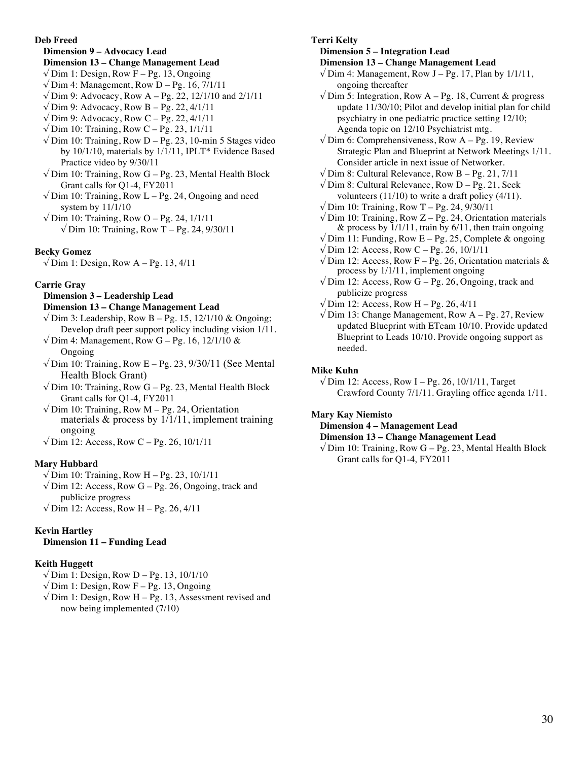**Deb Freed**

**Dimension 9 – Advocacy Lead**
**Dimension 13 – Change Management Lead**

- √ Dim 1: Design, Row F – Pg. 13, Ongoing
- √ Dim 4: Management, Row D – Pg. 16, 7/1/11
- √ Dim 9: Advocacy, Row A – Pg. 22, 12/1/10 and 2/1/11
- √ Dim 9: Advocacy, Row B – Pg. 22, 4/1/11
- √ Dim 9: Advocacy, Row C – Pg. 22, 4/1/11
- √ Dim 10: Training, Row C – Pg. 23, 1/1/11
- √ Dim 10: Training, Row D – Pg. 23, 10-min 5 Stages video by 10/1/10, materials by 1/1/11, IPLT* Evidence Based Practice video by 9/30/11
- √ Dim 10: Training, Row G – Pg. 23, Mental Health Block Grant calls for Q1-4, FY2011
- √ Dim 10: Training, Row L – Pg. 24, Ongoing and need system by 11/1/10
- √ Dim 10: Training, Row O – Pg. 24, 1/1/11
  - √ Dim 10: Training, Row T – Pg. 24, 9/30/11

**Becky Gomez**

- √ Dim 1: Design, Row A – Pg. 13, 4/11

**Carrie Gray**

**Dimension 3 – Leadership Lead**
**Dimension 13 – Change Management Lead**

- √ Dim 3: Leadership, Row B – Pg. 15, 12/1/10 & Ongoing; Develop draft peer support policy including vision 1/11.
- √ Dim 4: Management, Row G – Pg. 16, 12/1/10 & Ongoing
- √ Dim 10: Training, Row E – Pg. 23, 9/30/11 (See Mental Health Block Grant)
- √ Dim 10: Training, Row G – Pg. 23, Mental Health Block Grant calls for Q1-4, FY2011
- √ Dim 10: Training, Row M – Pg. 24, Orientation materials & process by 1/1/11, implement training ongoing
- √ Dim 12: Access, Row C – Pg. 26, 10/1/11

**Mary Hubbard**

- √ Dim 10: Training, Row H – Pg. 23, 10/1/11
- √ Dim 12: Access, Row G – Pg. 26, Ongoing, track and publicize progress
- √ Dim 12: Access, Row H – Pg. 26, 4/11

**Kevin Hartley**

**Dimension 11 – Funding Lead**

**Keith Huggett**

- √ Dim 1: Design, Row D – Pg. 13, 10/1/10
- √ Dim 1: Design, Row F – Pg. 13, Ongoing
- √ Dim 1: Design, Row H – Pg. 13, Assessment revised and now being implemented (7/10)

**Terri Kelty**

**Dimension 5 – Integration Lead**
**Dimension 13 – Change Management Lead**

- √ Dim 4: Management, Row J – Pg. 17, Plan by 1/1/11, ongoing thereafter
- √ Dim 5: Integration, Row A – Pg. 18, Current & progress update 11/30/10; Pilot and develop initial plan for child psychiatry in one pediatric practice setting 12/10; Agenda topic on 12/10 Psychiatrist mtg.
- √ Dim 6: Comprehensiveness, Row A – Pg. 19, Review Strategic Plan and Blueprint at Network Meetings 1/11. Consider article in next issue of Networker.
- √ Dim 8: Cultural Relevance, Row B – Pg. 21, 7/11
- √ Dim 8: Cultural Relevance, Row D – Pg. 21, Seek volunteers (11/10) to write a draft policy (4/11).
- √ Dim 10: Training, Row T – Pg. 24, 9/30/11
- √ Dim 10: Training, Row Z – Pg. 24, Orientation materials & process by 1/1/11, train by 6/11, then train ongoing
- √ Dim 11: Funding, Row E – Pg. 25, Complete & ongoing
- √ Dim 12: Access, Row C – Pg. 26, 10/1/11
- √ Dim 12: Access, Row F – Pg. 26, Orientation materials & process by 1/1/11, implement ongoing
- √ Dim 12: Access, Row G – Pg. 26, Ongoing, track and publicize progress
- √ Dim 12: Access, Row H – Pg. 26, 4/11
- √ Dim 13: Change Management, Row A – Pg. 27, Review updated Blueprint with ETeam 10/10. Provide updated Blueprint to Leads 10/10. Provide ongoing support as needed.

**Mike Kuhn**

- √ Dim 12: Access, Row I – Pg. 26, 10/1/11, Target Crawford County 7/1/11. Grayling office agenda 1/11.

**Mary Kay Niemisto**

**Dimension 4 – Management Lead**
**Dimension 13 – Change Management Lead**

- √ Dim 10: Training, Row G – Pg. 23, Mental Health Block Grant calls for Q1-4, FY2011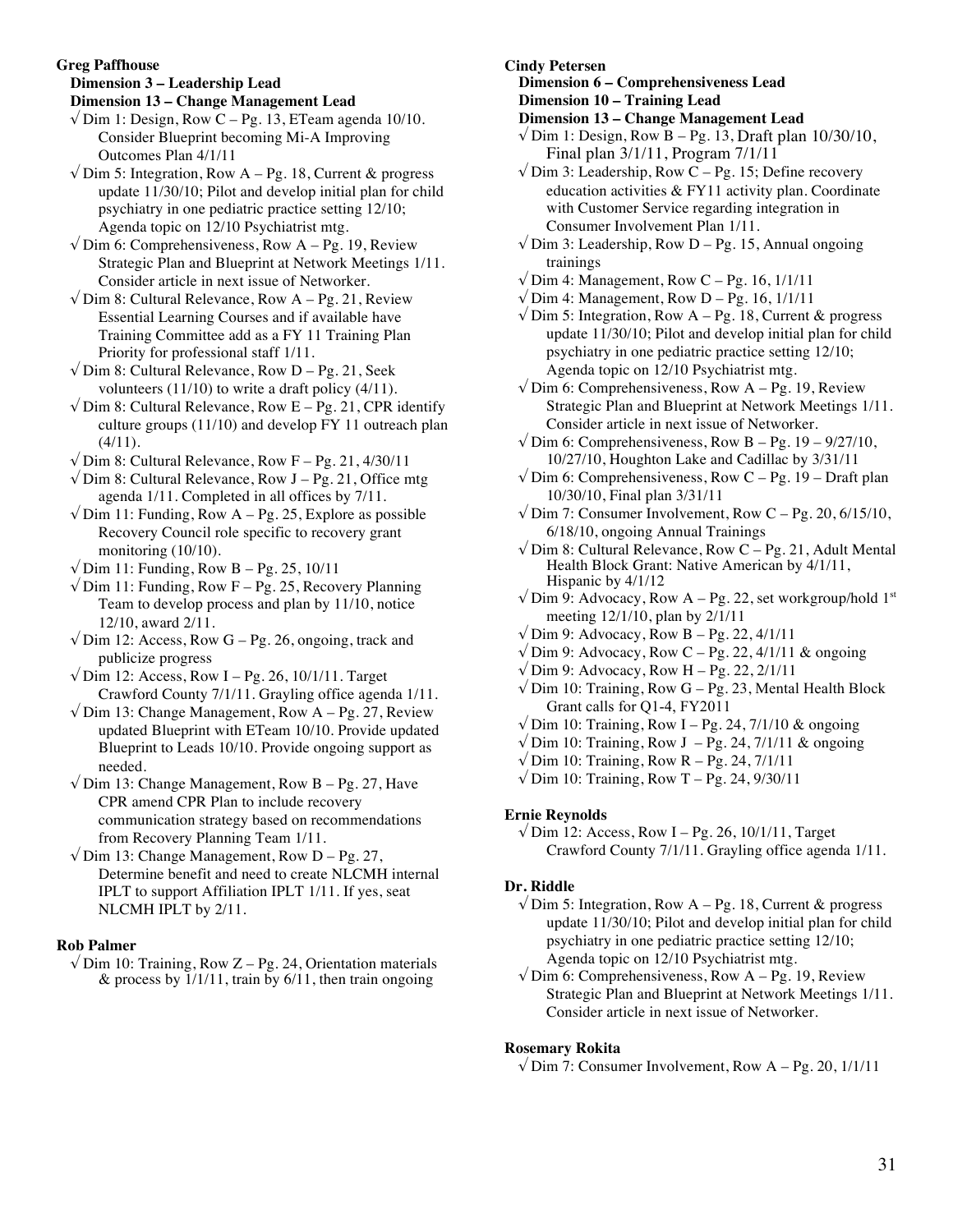**Greg Paffhouse**

**Dimension 3 – Leadership Lead**
**Dimension 13 – Change Management Lead**

- √ Dim 1: Design, Row C – Pg. 13, ETeam agenda 10/10. Consider Blueprint becoming Mi-A Improving Outcomes Plan 4/1/11
- √ Dim 5: Integration, Row A – Pg. 18, Current & progress update 11/30/10; Pilot and develop initial plan for child psychiatry in one pediatric practice setting 12/10; Agenda topic on 12/10 Psychiatrist mtg.
- √ Dim 6: Comprehensiveness, Row A – Pg. 19, Review Strategic Plan and Blueprint at Network Meetings 1/11. Consider article in next issue of Networker.
- √ Dim 8: Cultural Relevance, Row A – Pg. 21, Review Essential Learning Courses and if available have Training Committee add as a FY 11 Training Plan Priority for professional staff 1/11.
- √ Dim 8: Cultural Relevance, Row D – Pg. 21, Seek volunteers (11/10) to write a draft policy (4/11).
- √ Dim 8: Cultural Relevance, Row E – Pg. 21, CPR identify culture groups (11/10) and develop FY 11 outreach plan (4/11).
- √ Dim 8: Cultural Relevance, Row F – Pg. 21, 4/30/11
- √ Dim 8: Cultural Relevance, Row J – Pg. 21, Office mtg agenda 1/11. Completed in all offices by 7/11.
- √ Dim 11: Funding, Row A – Pg. 25, Explore as possible Recovery Council role specific to recovery grant monitoring (10/10).
- √ Dim 11: Funding, Row B – Pg. 25, 10/11
- √ Dim 11: Funding, Row F – Pg. 25, Recovery Planning Team to develop process and plan by 11/10, notice 12/10, award 2/11.
- √ Dim 12: Access, Row G – Pg. 26, ongoing, track and publicize progress
- √ Dim 12: Access, Row I – Pg. 26, 10/1/11. Target Crawford County 7/1/11. Grayling office agenda 1/11.
- √ Dim 13: Change Management, Row A – Pg. 27, Review updated Blueprint with ETeam 10/10. Provide updated Blueprint to Leads 10/10. Provide ongoing support as needed.
- √ Dim 13: Change Management, Row B – Pg. 27, Have CPR amend CPR Plan to include recovery communication strategy based on recommendations from Recovery Planning Team 1/11.
- √ Dim 13: Change Management, Row D – Pg. 27, Determine benefit and need to create NLCMH internal IPLT to support Affiliation IPLT 1/11. If yes, seat NLCMH IPLT by 2/11.

**Rob Palmer**

- √ Dim 10: Training, Row Z – Pg. 24, Orientation materials & process by 1/1/11, train by 6/11, then train ongoing

**Cindy Petersen**

**Dimension 6 – Comprehensiveness Lead**
**Dimension 10 – Training Lead**
**Dimension 13 – Change Management Lead**

- √ Dim 1: Design, Row B – Pg. 13, Draft plan 10/30/10, Final plan 3/1/11, Program 7/1/11
- √ Dim 3: Leadership, Row C – Pg. 15; Define recovery education activities & FY11 activity plan. Coordinate with Customer Service regarding integration in Consumer Involvement Plan 1/11.
- √ Dim 3: Leadership, Row D – Pg. 15, Annual ongoing trainings
- √ Dim 4: Management, Row C – Pg. 16, 1/1/11
- √ Dim 4: Management, Row D – Pg. 16, 1/1/11
- √ Dim 5: Integration, Row A – Pg. 18, Current & progress update 11/30/10; Pilot and develop initial plan for child psychiatry in one pediatric practice setting 12/10; Agenda topic on 12/10 Psychiatrist mtg.
- √ Dim 6: Comprehensiveness, Row A – Pg. 19, Review Strategic Plan and Blueprint at Network Meetings 1/11. Consider article in next issue of Networker.
- √ Dim 6: Comprehensiveness, Row B – Pg. 19 – 9/27/10, 10/27/10, Houghton Lake and Cadillac by 3/31/11
- √ Dim 6: Comprehensiveness, Row C – Pg. 19 – Draft plan 10/30/10, Final plan 3/31/11
- √ Dim 7: Consumer Involvement, Row C – Pg. 20, 6/15/10, 6/18/10, ongoing Annual Trainings
- √ Dim 8: Cultural Relevance, Row C – Pg. 21, Adult Mental Health Block Grant: Native American by 4/1/11, Hispanic by 4/1/12
- √ Dim 9: Advocacy, Row A – Pg. 22, set workgroup/hold 1st meeting 12/1/10, plan by 2/1/11
- √ Dim 9: Advocacy, Row B – Pg. 22, 4/1/11
- √ Dim 9: Advocacy, Row C – Pg. 22, 4/1/11 & ongoing
- √ Dim 9: Advocacy, Row H – Pg. 22, 2/1/11
- √ Dim 10: Training, Row G – Pg. 23, Mental Health Block Grant calls for Q1-4, FY2011
- √ Dim 10: Training, Row I – Pg. 24, 7/1/10 & ongoing
- √ Dim 10: Training, Row J – Pg. 24, 7/1/11 & ongoing
- √ Dim 10: Training, Row R – Pg. 24, 7/1/11
- √ Dim 10: Training, Row T – Pg. 24, 9/30/11

**Ernie Reynolds**

- √ Dim 12: Access, Row I – Pg. 26, 10/1/11, Target Crawford County 7/1/11. Grayling office agenda 1/11.

**Dr. Riddle**

- √ Dim 5: Integration, Row A – Pg. 18, Current & progress update 11/30/10; Pilot and develop initial plan for child psychiatry in one pediatric practice setting 12/10; Agenda topic on 12/10 Psychiatrist mtg.
- √ Dim 6: Comprehensiveness, Row A – Pg. 19, Review Strategic Plan and Blueprint at Network Meetings 1/11. Consider article in next issue of Networker.

**Rosemary Rokita**

- √ Dim 7: Consumer Involvement, Row A – Pg. 20, 1/1/11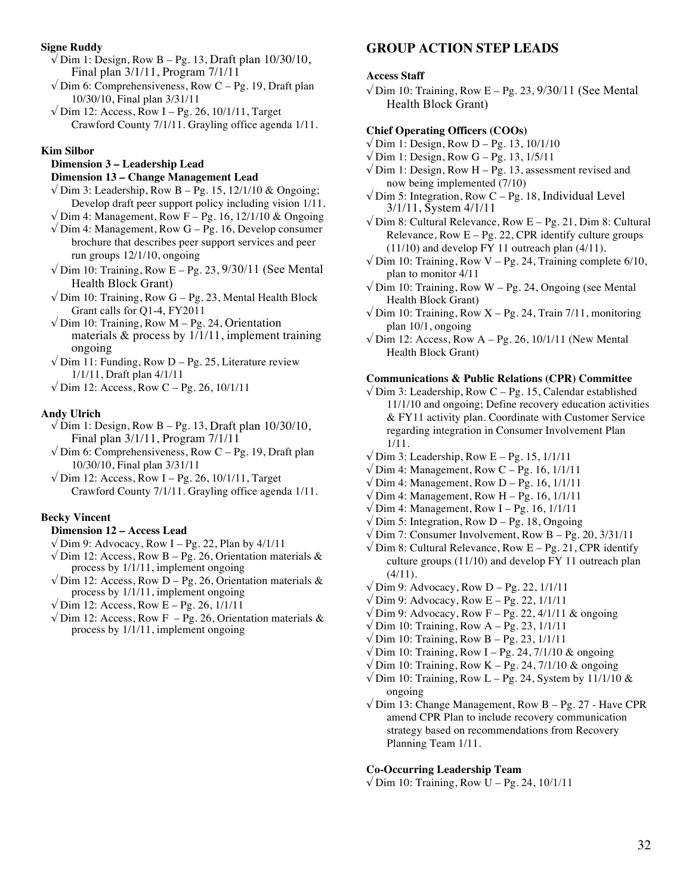**Signe Ruddy**

- √ Dim 1: Design, Row B – Pg. 13, Draft plan 10/30/10, Final plan 3/1/11, Program 7/1/11
- √ Dim 6: Comprehensiveness, Row C – Pg. 19, Draft plan 10/30/10, Final plan 3/31/11
- √ Dim 12: Access, Row I – Pg. 26, 10/1/11, Target Crawford County 7/1/11. Grayling office agenda 1/11.

**Kim Silbor**

**Dimension 3 – Leadership Lead**
**Dimension 13 – Change Management Lead**

- √ Dim 3: Leadership, Row B – Pg. 15, 12/1/10 & Ongoing; Develop draft peer support policy including vision 1/11.
- √ Dim 4: Management, Row F – Pg. 16, 12/1/10 & Ongoing
- √ Dim 4: Management, Row G – Pg. 16, Develop consumer brochure that describes peer support services and peer run groups 12/1/10, ongoing
- √ Dim 10: Training, Row E – Pg. 23, 9/30/11 (See Mental Health Block Grant)
- √ Dim 10: Training, Row G – Pg. 23, Mental Health Block Grant calls for Q1-4, FY2011
- √ Dim 10: Training, Row M – Pg. 24, Orientation materials & process by 1/1/11, implement training ongoing
- √ Dim 11: Funding, Row D – Pg. 25, Literature review 1/1/11, Draft plan 4/1/11
- √ Dim 12: Access, Row C – Pg. 26, 10/1/11

**Andy Ulrich**

- √ Dim 1: Design, Row B – Pg. 13, Draft plan 10/30/10, Final plan 3/1/11, Program 7/1/11
- √ Dim 6: Comprehensiveness, Row C – Pg. 19, Draft plan 10/30/10, Final plan 3/31/11
- √ Dim 12: Access, Row I – Pg. 26, 10/1/11, Target Crawford County 7/1/11. Grayling office agenda 1/11.

**Becky Vincent**

**Dimension 12 – Access Lead**

- √ Dim 9: Advocacy, Row I – Pg. 22, Plan by 4/1/11
- √ Dim 12: Access, Row B – Pg. 26, Orientation materials & process by 1/1/11, implement ongoing
- √ Dim 12: Access, Row D – Pg. 26, Orientation materials & process by 1/1/11, implement ongoing
- √ Dim 12: Access, Row E – Pg. 26, 1/1/11
- √ Dim 12: Access, Row F – Pg. 26, Orientation materials & process by 1/1/11, implement ongoing

## GROUP ACTION STEP LEADS

**Access Staff**

- √ Dim 10: Training, Row E – Pg. 23, 9/30/11 (See Mental Health Block Grant)

**Chief Operating Officers (COOs)**

- √ Dim 1: Design, Row D – Pg. 13, 10/1/10
- √ Dim 1: Design, Row G – Pg. 13, 1/5/11
- √ Dim 1: Design, Row H – Pg. 13, assessment revised and now being implemented (7/10)
- √ Dim 5: Integration, Row C – Pg. 18, Individual Level 3/1/11, System 4/1/11
- √ Dim 8: Cultural Relevance, Row E – Pg. 21, Dim 8: Cultural Relevance, Row E – Pg. 22, CPR identify culture groups (11/10) and develop FY 11 outreach plan (4/11).
- √ Dim 10: Training, Row V – Pg. 24, Training complete 6/10, plan to monitor 4/11
- √ Dim 10: Training, Row W – Pg. 24, Ongoing (see Mental Health Block Grant)
- √ Dim 10: Training, Row X – Pg. 24, Train 7/11, monitoring plan 10/1, ongoing
- √ Dim 12: Access, Row A – Pg. 26, 10/1/11 (New Mental Health Block Grant)

**Communications & Public Relations (CPR) Committee**

- √ Dim 3: Leadership, Row C – Pg. 15, Calendar established 11/1/10 and ongoing; Define recovery education activities & FY11 activity plan. Coordinate with Customer Service regarding integration in Consumer Involvement Plan 1/11.
- √ Dim 3: Leadership, Row E – Pg. 15, 1/1/11
- √ Dim 4: Management, Row C – Pg. 16, 1/1/11
- √ Dim 4: Management, Row D – Pg. 16, 1/1/11
- √ Dim 4: Management, Row H – Pg. 16, 1/1/11
- √ Dim 4: Management, Row I – Pg. 16, 1/1/11
- √ Dim 5: Integration, Row D – Pg. 18, Ongoing
- √ Dim 7: Consumer Involvement, Row B – Pg. 20, 3/31/11
- √ Dim 8: Cultural Relevance, Row E – Pg. 21, CPR identify culture groups (11/10) and develop FY 11 outreach plan (4/11).
- √ Dim 9: Advocacy, Row D – Pg. 22, 1/1/11
- √ Dim 9: Advocacy, Row E – Pg. 22, 1/1/11
- √ Dim 9: Advocacy, Row F – Pg. 22, 4/1/11 & ongoing
- √ Dim 10: Training, Row A – Pg. 23, 1/1/11
- √ Dim 10: Training, Row B – Pg. 23, 1/1/11
- √ Dim 10: Training, Row I – Pg. 24, 7/1/10 & ongoing
- √ Dim 10: Training, Row K – Pg. 24, 7/1/10 & ongoing
- √ Dim 10: Training, Row L – Pg. 24, System by 11/1/10 & ongoing
- √ Dim 13: Change Management, Row B – Pg. 27 - Have CPR amend CPR Plan to include recovery communication strategy based on recommendations from Recovery Planning Team 1/11.

**Co-Occurring Leadership Team**

- √ Dim 10: Training, Row U – Pg. 24, 10/1/11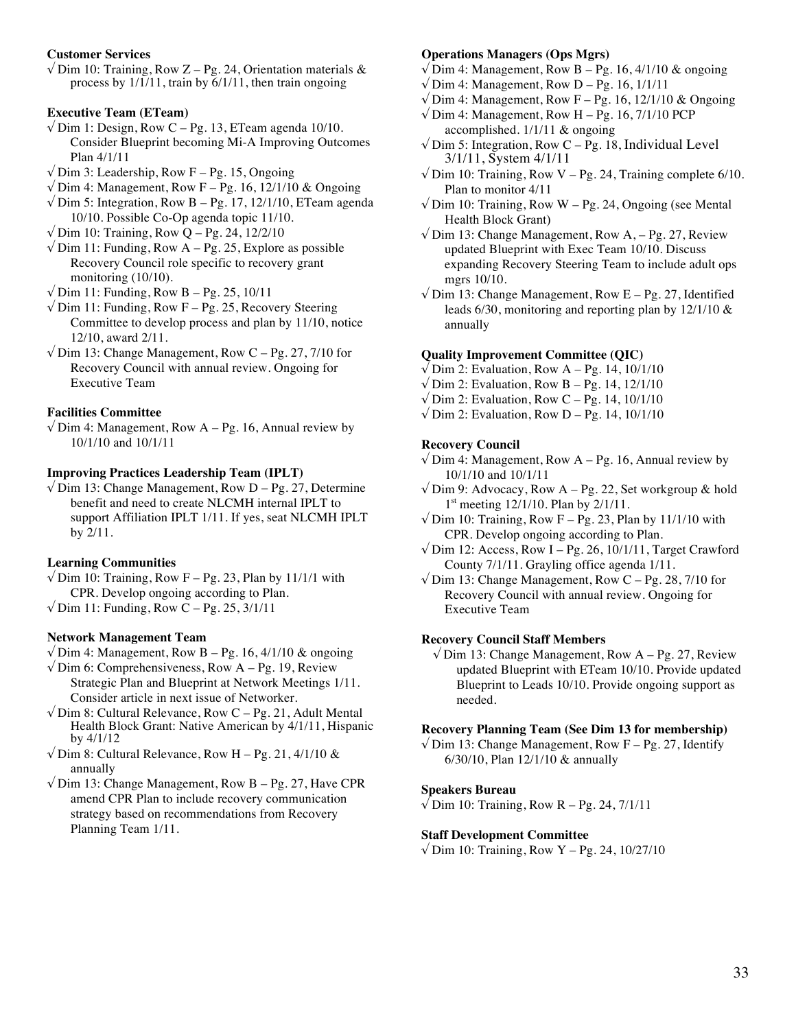**Customer Services**

√ Dim 10: Training, Row Z – Pg. 24, Orientation materials & process by 1/1/11, train by 6/1/11, then train ongoing

**Executive Team (ETeam)**

√ Dim 1: Design, Row C – Pg. 13, ETeam agenda 10/10. Consider Blueprint becoming Mi-A Improving Outcomes Plan 4/1/11

√ Dim 3: Leadership, Row F – Pg. 15, Ongoing

√ Dim 4: Management, Row F – Pg. 16, 12/1/10 & Ongoing

√ Dim 5: Integration, Row B – Pg. 17, 12/1/10, ETeam agenda 10/10. Possible Co-Op agenda topic 11/10.

√ Dim 10: Training, Row Q – Pg. 24, 12/2/10

√ Dim 11: Funding, Row A – Pg. 25, Explore as possible Recovery Council role specific to recovery grant monitoring (10/10).

√ Dim 11: Funding, Row B – Pg. 25, 10/11

√ Dim 11: Funding, Row F – Pg. 25, Recovery Steering Committee to develop process and plan by 11/10, notice 12/10, award 2/11.

√ Dim 13: Change Management, Row C – Pg. 27, 7/10 for Recovery Council with annual review. Ongoing for Executive Team

**Facilities Committee**

√ Dim 4: Management, Row A – Pg. 16, Annual review by 10/1/10 and 10/1/11

**Improving Practices Leadership Team (IPLT)**

√ Dim 13: Change Management, Row D – Pg. 27, Determine benefit and need to create NLCMH internal IPLT to support Affiliation IPLT 1/11. If yes, seat NLCMH IPLT by 2/11.

**Learning Communities**

√ Dim 10: Training, Row F – Pg. 23, Plan by 11/1/1 with CPR. Develop ongoing according to Plan.

√ Dim 11: Funding, Row C – Pg. 25, 3/1/11

**Network Management Team**

√ Dim 4: Management, Row B – Pg. 16, 4/1/10 & ongoing

√ Dim 6: Comprehensiveness, Row A – Pg. 19, Review Strategic Plan and Blueprint at Network Meetings 1/11. Consider article in next issue of Networker.

√ Dim 8: Cultural Relevance, Row C – Pg. 21, Adult Mental Health Block Grant: Native American by 4/1/11, Hispanic by 4/1/12

√ Dim 8: Cultural Relevance, Row H – Pg. 21, 4/1/10 & annually

√ Dim 13: Change Management, Row B – Pg. 27, Have CPR amend CPR Plan to include recovery communication strategy based on recommendations from Recovery Planning Team 1/11.

**Operations Managers (Ops Mgrs)**

√ Dim 4: Management, Row B – Pg. 16, 4/1/10 & ongoing

√ Dim 4: Management, Row D – Pg. 16, 1/1/11

√ Dim 4: Management, Row F – Pg. 16, 12/1/10 & Ongoing

√ Dim 4: Management, Row H – Pg. 16, 7/1/10 PCP accomplished. 1/1/11 & ongoing

√ Dim 5: Integration, Row C – Pg. 18, Individual Level 3/1/11, System 4/1/11

√ Dim 10: Training, Row V – Pg. 24, Training complete 6/10. Plan to monitor 4/11

√ Dim 10: Training, Row W – Pg. 24, Ongoing (see Mental Health Block Grant)

√ Dim 13: Change Management, Row A, – Pg. 27, Review updated Blueprint with Exec Team 10/10. Discuss expanding Recovery Steering Team to include adult ops mgrs 10/10.

√ Dim 13: Change Management, Row E – Pg. 27, Identified leads 6/30, monitoring and reporting plan by 12/1/10 & annually

**Quality Improvement Committee (QIC)**

√ Dim 2: Evaluation, Row A – Pg. 14, 10/1/10

√ Dim 2: Evaluation, Row B – Pg. 14, 12/1/10

√ Dim 2: Evaluation, Row C – Pg. 14, 10/1/10

√ Dim 2: Evaluation, Row D – Pg. 14, 10/1/10

**Recovery Council**

√ Dim 4: Management, Row A – Pg. 16, Annual review by 10/1/10 and 10/1/11

√ Dim 9: Advocacy, Row A – Pg. 22, Set workgroup & hold 1st meeting 12/1/10. Plan by 2/1/11.

√ Dim 10: Training, Row F – Pg. 23, Plan by 11/1/10 with CPR. Develop ongoing according to Plan.

√ Dim 12: Access, Row I – Pg. 26, 10/1/11, Target Crawford County 7/1/11. Grayling office agenda 1/11.

√ Dim 13: Change Management, Row C – Pg. 28, 7/10 for Recovery Council with annual review. Ongoing for Executive Team

**Recovery Council Staff Members**

√ Dim 13: Change Management, Row A – Pg. 27, Review updated Blueprint with ETeam 10/10. Provide updated Blueprint to Leads 10/10. Provide ongoing support as needed.

**Recovery Planning Team (See Dim 13 for membership)**

√ Dim 13: Change Management, Row F – Pg. 27, Identify 6/30/10, Plan 12/1/10 & annually

**Speakers Bureau**

√ Dim 10: Training, Row R – Pg. 24, 7/1/11

**Staff Development Committee**

√ Dim 10: Training, Row Y – Pg. 24, 10/27/10